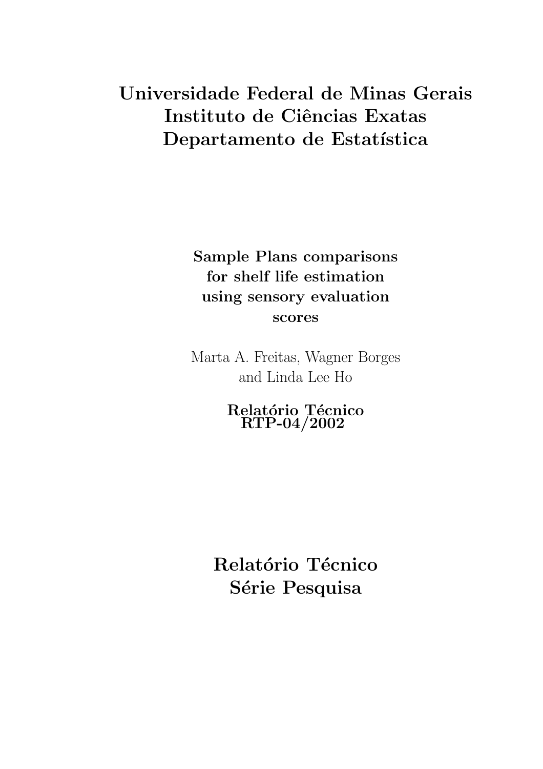# Universidade Federal de Minas Gerais
# Instituto de Ciências Exatas
# Departamento de Estatística

**Sample Plans comparisons for shelf life estimation using sensory evaluation scores**

Marta A. Freitas, Wagner Borges and Linda Lee Ho

**Relatório Técnico**
**RTP-04/2002**

# Relatório Técnico
# Série Pesquisa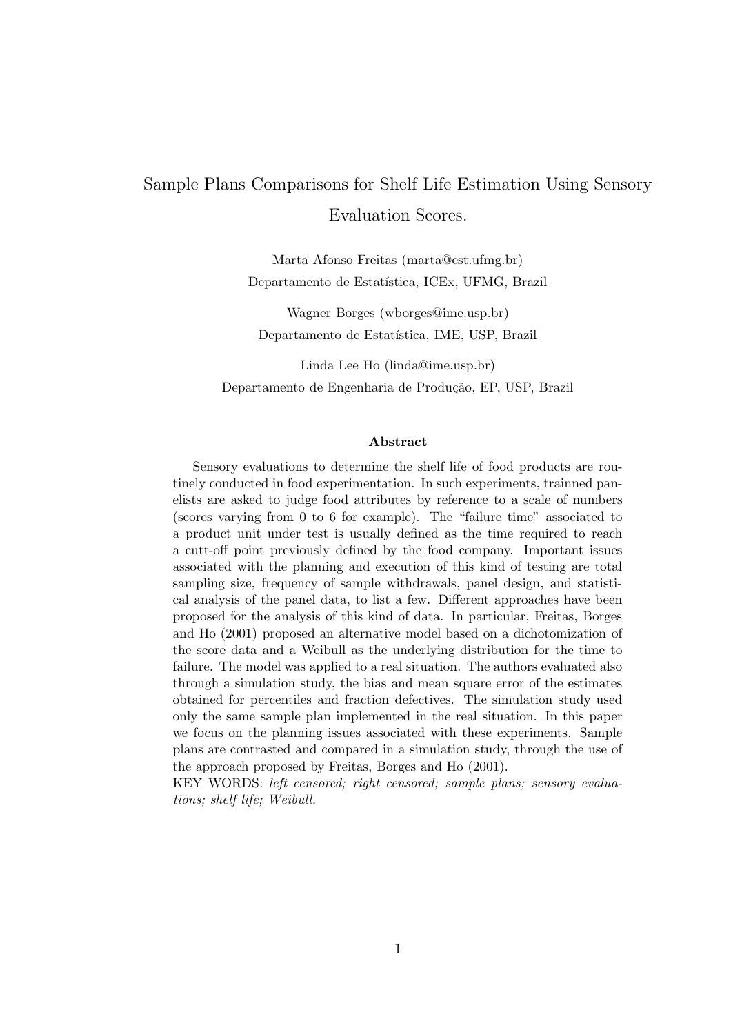# Sample Plans Comparisons for Shelf Life Estimation Using Sensory Evaluation Scores.

Marta Afonso Freitas (marta@est.ufmg.br)
Departamento de Estatística, ICEx, UFMG, Brazil

Wagner Borges (wborges@ime.usp.br)
Departamento de Estatística, IME, USP, Brazil

Linda Lee Ho (linda@ime.usp.br)
Departamento de Engenharia de Produção, EP, USP, Brazil

### Abstract

Sensory evaluations to determine the shelf life of food products are routinely conducted in food experimentation. In such experiments, trainned panelists are asked to judge food attributes by reference to a scale of numbers (scores varying from 0 to 6 for example). The "failure time" associated to a product unit under test is usually defined as the time required to reach a cutt-off point previously defined by the food company. Important issues associated with the planning and execution of this kind of testing are total sampling size, frequency of sample withdrawals, panel design, and statistical analysis of the panel data, to list a few. Different approaches have been proposed for the analysis of this kind of data. In particular, Freitas, Borges and Ho (2001) proposed an alternative model based on a dichotomization of the score data and a Weibull as the underlying distribution for the time to failure. The model was applied to a real situation. The authors evaluated also through a simulation study, the bias and mean square error of the estimates obtained for percentiles and fraction defectives. The simulation study used only the same sample plan implemented in the real situation. In this paper we focus on the planning issues associated with these experiments. Sample plans are contrasted and compared in a simulation study, through the use of the approach proposed by Freitas, Borges and Ho (2001).

KEY WORDS: *left censored; right censored; sample plans; sensory evaluations; shelf life; Weibull.*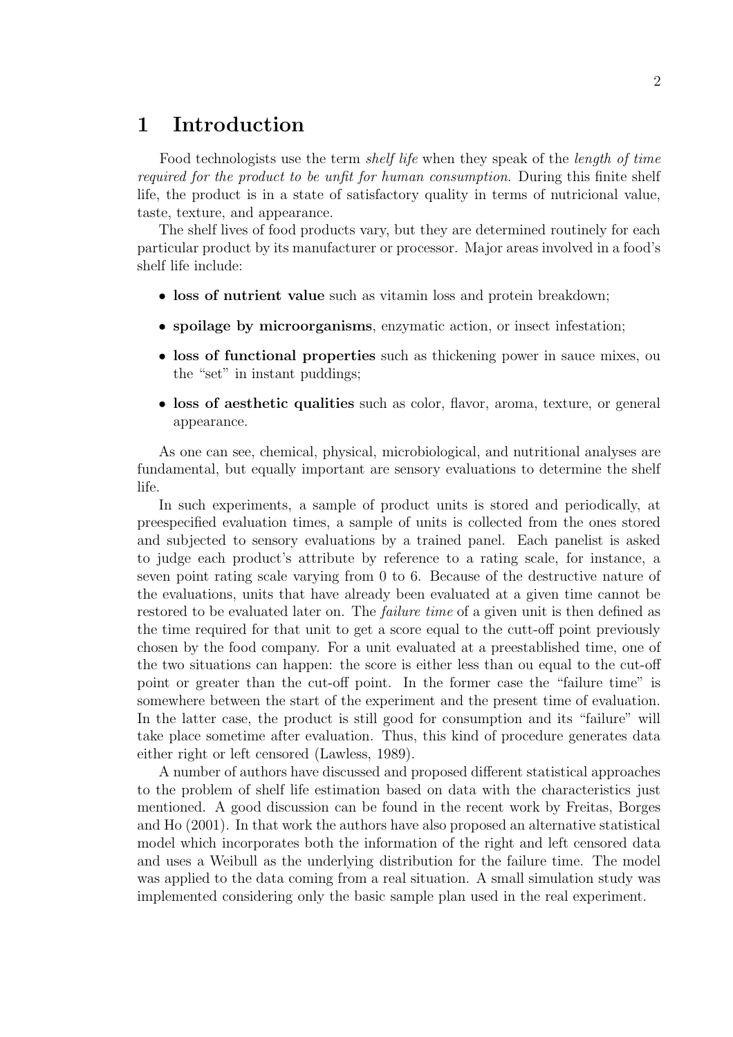# 1 Introduction

Food technologists use the term *shelf life* when they speak of the *length of time required for the product to be unfit for human consumption*. During this finite shelf life, the product is in a state of satisfactory quality in terms of nutricional value, taste, texture, and appearance.

The shelf lives of food products vary, but they are determined routinely for each particular product by its manufacturer or processor. Major areas involved in a food's shelf life include:

- **loss of nutrient value** such as vitamin loss and protein breakdown;
- **spoilage by microorganisms**, enzymatic action, or insect infestation;
- **loss of functional properties** such as thickening power in sauce mixes, ou the "set" in instant puddings;
- **loss of aesthetic qualities** such as color, flavor, aroma, texture, or general appearance.

As one can see, chemical, physical, microbiological, and nutritional analyses are fundamental, but equally important are sensory evaluations to determine the shelf life.

In such experiments, a sample of product units is stored and periodically, at preespecified evaluation times, a sample of units is collected from the ones stored and subjected to sensory evaluations by a trained panel. Each panelist is asked to judge each product's attribute by reference to a rating scale, for instance, a seven point rating scale varying from 0 to 6. Because of the destructive nature of the evaluations, units that have already been evaluated at a given time cannot be restored to be evaluated later on. The *failure time* of a given unit is then defined as the time required for that unit to get a score equal to the cutt-off point previously chosen by the food company. For a unit evaluated at a preestablished time, one of the two situations can happen: the score is either less than ou equal to the cut-off point or greater than the cut-off point. In the former case the "failure time" is somewhere between the start of the experiment and the present time of evaluation. In the latter case, the product is still good for consumption and its "failure" will take place sometime after evaluation. Thus, this kind of procedure generates data either right or left censored (Lawless, 1989).

A number of authors have discussed and proposed different statistical approaches to the problem of shelf life estimation based on data with the characteristics just mentioned. A good discussion can be found in the recent work by Freitas, Borges and Ho (2001). In that work the authors have also proposed an alternative statistical model which incorporates both the information of the right and left censored data and uses a Weibull as the underlying distribution for the failure time. The model was applied to the data coming from a real situation. A small simulation study was implemented considering only the basic sample plan used in the real experiment.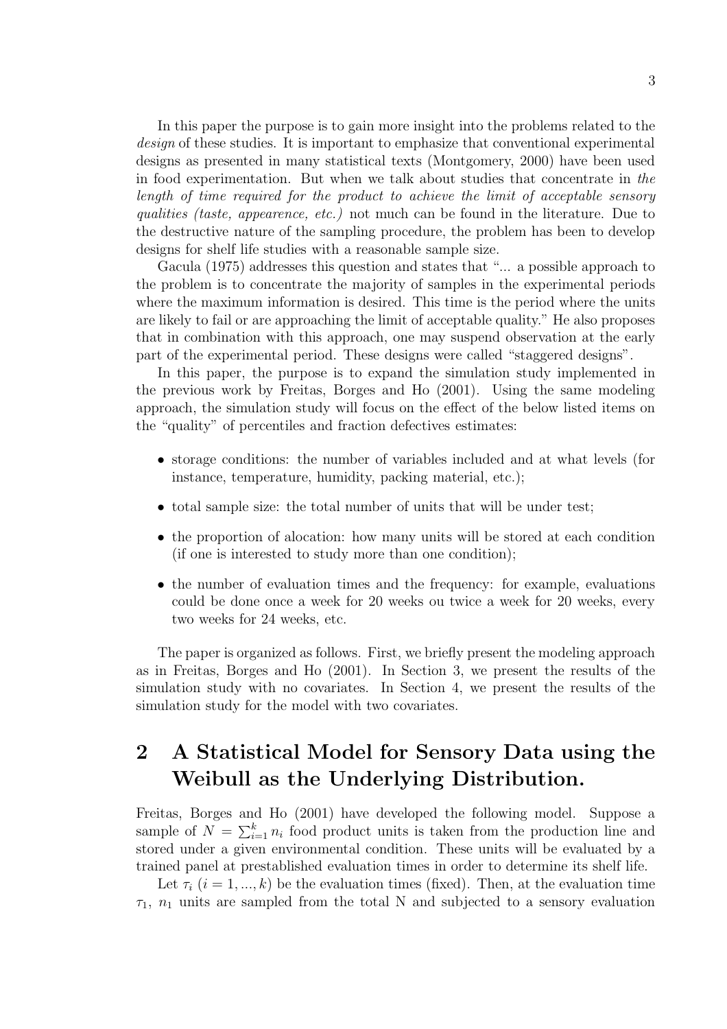In this paper the purpose is to gain more insight into the problems related to the *design* of these studies. It is important to emphasize that conventional experimental designs as presented in many statistical texts (Montgomery, 2000) have been used in food experimentation. But when we talk about studies that concentrate in *the length of time required for the product to achieve the limit of acceptable sensory qualities (taste, appearence, etc.)* not much can be found in the literature. Due to the destructive nature of the sampling procedure, the problem has been to develop designs for shelf life studies with a reasonable sample size.

Gacula (1975) addresses this question and states that "... a possible approach to the problem is to concentrate the majority of samples in the experimental periods where the maximum information is desired. This time is the period where the units are likely to fail or are approaching the limit of acceptable quality." He also proposes that in combination with this approach, one may suspend observation at the early part of the experimental period. These designs were called "staggered designs".

In this paper, the purpose is to expand the simulation study implemented in the previous work by Freitas, Borges and Ho (2001). Using the same modeling approach, the simulation study will focus on the effect of the below listed items on the "quality" of percentiles and fraction defectives estimates:

- storage conditions: the number of variables included and at what levels (for instance, temperature, humidity, packing material, etc.);
- total sample size: the total number of units that will be under test;
- the proportion of alocation: how many units will be stored at each condition (if one is interested to study more than one condition);
- the number of evaluation times and the frequency: for example, evaluations could be done once a week for 20 weeks ou twice a week for 20 weeks, every two weeks for 24 weeks, etc.

The paper is organized as follows. First, we briefly present the modeling approach as in Freitas, Borges and Ho (2001). In Section 3, we present the results of the simulation study with no covariates. In Section 4, we present the results of the simulation study for the model with two covariates.

# 2 A Statistical Model for Sensory Data using the Weibull as the Underlying Distribution.

Freitas, Borges and Ho (2001) have developed the following model. Suppose a sample of $N = \sum_{i=1}^{k} n_i$ food product units is taken from the production line and stored under a given environmental condition. These units will be evaluated by a trained panel at prestablished evaluation times in order to determine its shelf life.

Let $\tau_i$ $(i = 1, ..., k)$ be the evaluation times (fixed). Then, at the evaluation time $\tau_1$, $n_1$ units are sampled from the total N and subjected to a sensory evaluation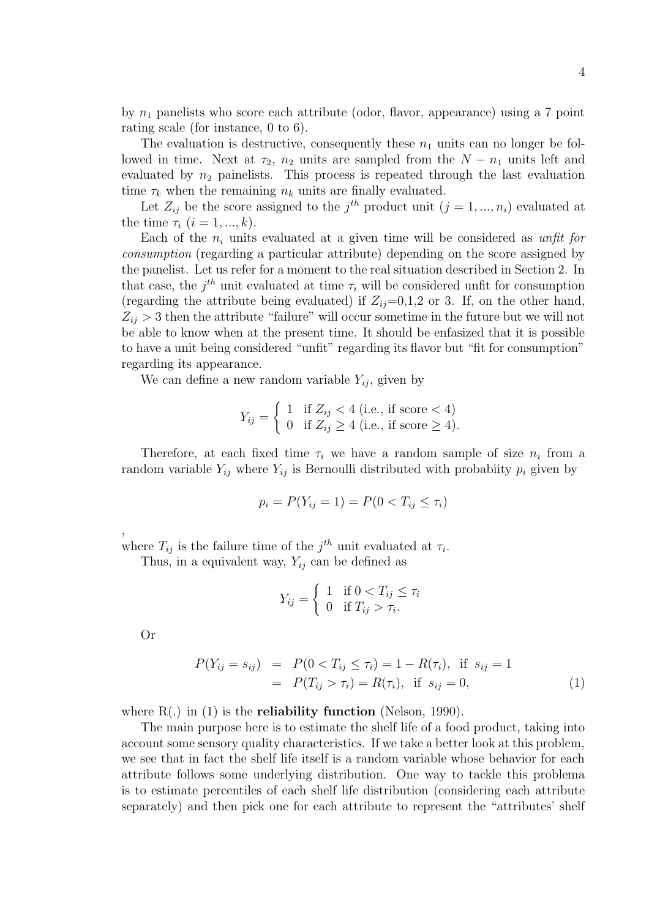by $n_1$ panelists who score each attribute (odor, flavor, appearance) using a 7 point rating scale (for instance, 0 to 6).

The evaluation is destructive, consequently these $n_1$ units can no longer be followed in time. Next at $\tau_2$, $n_2$ units are sampled from the $N - n_1$ units left and evaluated by $n_2$ painelists. This process is repeated through the last evaluation time $\tau_k$ when the remaining $n_k$ units are finally evaluated.

Let $Z_{ij}$ be the score assigned to the $j^{th}$ product unit ($j = 1, ..., n_i$) evaluated at the time $\tau_i$ ($i = 1, ..., k$).

Each of the $n_i$ units evaluated at a given time will be considered as *unfit for consumption* (regarding a particular attribute) depending on the score assigned by the panelist. Let us refer for a moment to the real situation described in Section 2. In that case, the $j^{th}$ unit evaluated at time $\tau_i$ will be considered unfit for consumption (regarding the attribute being evaluated) if $Z_{ij}$=0,1,2 or 3. If, on the other hand, $Z_{ij} > 3$ then the attribute "failure" will occur sometime in the future but we will not be able to know when at the present time. It should be enfasized that it is possible to have a unit being considered "unfit" regarding its flavor but "fit for consumption" regarding its appearance.

We can define a new random variable $Y_{ij}$, given by

$$Y_{ij} = \begin{cases} 1 & \text{if } Z_{ij} < 4 \text{ (i.e., if score} < 4) \\ 0 & \text{if } Z_{ij} \geq 4 \text{ (i.e., if score} \geq 4). \end{cases}$$

Therefore, at each fixed time $\tau_i$ we have a random sample of size $n_i$ from a random variable $Y_{ij}$ where $Y_{ij}$ is Bernoulli distributed with probabiity $p_i$ given by

$$p_i = P(Y_{ij} = 1) = P(0 < T_{ij} \leq \tau_i)$$

,

where $T_{ij}$ is the failure time of the $j^{th}$ unit evaluated at $\tau_i$.

Thus, in a equivalent way, $Y_{ij}$ can be defined as

$$Y_{ij} = \begin{cases} 1 & \text{if } 0 < T_{ij} \leq \tau_i \\ 0 & \text{if } T_{ij} > \tau_i. \end{cases}$$

Or

$$\begin{aligned} P(Y_{ij} = s_{ij}) &= P(0 < T_{ij} \leq \tau_i) = 1 - R(\tau_i), \text{ if } s_{ij} = 1 \\ &= P(T_{ij} > \tau_i) = R(\tau_i), \text{ if } s_{ij} = 0, \end{aligned} \tag{1}$$

where R(.) in (1) is the **reliability function** (Nelson, 1990).

The main purpose here is to estimate the shelf life of a food product, taking into account some sensory quality characteristics. If we take a better look at this problem, we see that in fact the shelf life itself is a random variable whose behavior for each attribute follows some underlying distribution. One way to tackle this problema is to estimate percentiles of each shelf life distribution (considering each attribute separately) and then pick one for each attribute to represent the "attributes' shelf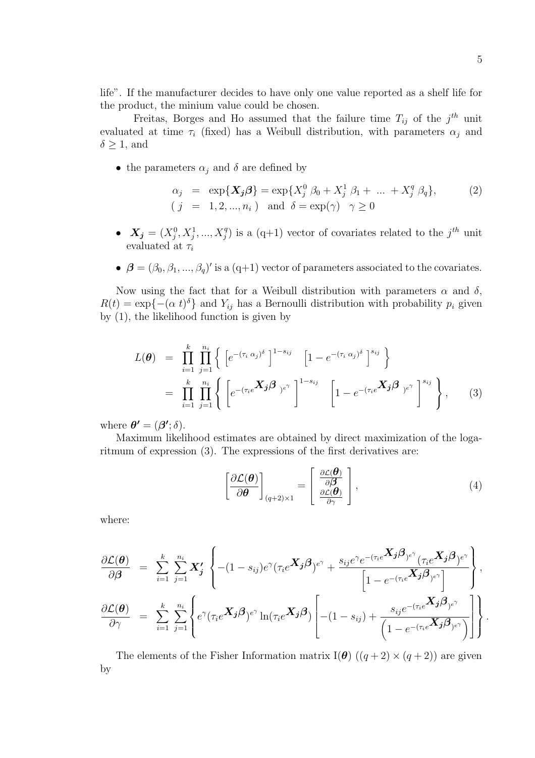life". If the manufacturer decides to have only one value reported as a shelf life for the product, the minium value could be chosen.

Freitas, Borges and Ho assumed that the failure time $T_{ij}$ of the $j^{th}$ unit evaluated at time $\tau_i$ (fixed) has a Weibull distribution, with parameters $\alpha_j$ and $\delta \geq 1$, and

- the parameters $\alpha_j$ and $\delta$ are defined by

$$
\begin{aligned}
\alpha_j &= \exp\{\boldsymbol{X_j \beta}\} = \exp\{X_j^0\,\beta_0 + X_j^1\,\beta_1 + \;...\; + X_j^q\,\beta_q\}, \\
(\,j &= 1, 2, ..., n_i\,) \quad \text{and} \quad \delta = \exp(\gamma) \quad \gamma \geq 0
\end{aligned} \tag{2}
$$

- $\boldsymbol{X_j} = (X_j^0, X_j^1, ..., X_j^q)$ is a (q+1) vector of covariates related to the $j^{th}$ unit evaluated at $\tau_i$
- $\boldsymbol{\beta} = (\beta_0, \beta_1, ..., \beta_q)'$ is a (q+1) vector of parameters associated to the covariates.

Now using the fact that for a Weibull distribution with parameters $\alpha$ and $\delta$, $R(t) = \exp\{-(\alpha\; t)^{\delta}\}$ and $Y_{ij}$ has a Bernoulli distribution with probability $p_i$ given by (1), the likelihood function is given by

$$
\begin{aligned}
L(\boldsymbol{\theta}) &= \prod_{i=1}^{k} \prod_{j=1}^{n_i} \left\{ \left[ e^{-(\tau_i\,\alpha_j)^{\delta}} \right]^{1-s_{ij}} \quad \left[ 1 - e^{-(\tau_i\,\alpha_j)^{\delta}} \right]^{s_{ij}} \right\} \\
&= \prod_{i=1}^{k} \prod_{j=1}^{n_i} \left\{ \left[ e^{-(\tau_i e^{\boldsymbol{X_j \beta}}\,)^{e^{\gamma}}} \right]^{1-s_{ij}} \quad \left[ 1 - e^{-(\tau_i e^{\boldsymbol{X_j \beta}}\,)^{e^{\gamma}}} \right]^{s_{ij}} \right\},
\end{aligned} \tag{3}
$$

where $\boldsymbol{\theta'} = (\boldsymbol{\beta'}; \delta)$.

Maximum likelihood estimates are obtained by direct maximization of the logaritmum of expression (3). The expressions of the first derivatives are:

$$
\left[ \frac{\partial \mathcal{L}(\boldsymbol{\theta})}{\partial \boldsymbol{\theta}} \right]_{(q+2)\times 1} = \begin{bmatrix} \frac{\partial \mathcal{L}(\boldsymbol{\theta})}{\partial \boldsymbol{\beta}} \\ \frac{\partial \mathcal{L}(\boldsymbol{\theta})}{\partial \gamma} \end{bmatrix}, \tag{4}
$$

where:

$$
\begin{aligned}
\frac{\partial \mathcal{L}(\boldsymbol{\theta})}{\partial \boldsymbol{\beta}} &= \sum_{i=1}^{k} \sum_{j=1}^{n_i} \boldsymbol{X_j'} \left\{ -(1-s_{ij}) e^{\gamma} (\tau_i e^{\boldsymbol{X_j \beta}})^{e^{\gamma}} + \frac{s_{ij} e^{\gamma} e^{-(\tau_i e^{\boldsymbol{X_j \beta}})^{e^{\gamma}}} (\tau_i e^{\boldsymbol{X_j \beta}})^{e^{\gamma}}}{\left[ 1 - e^{-(\tau_i e^{\boldsymbol{X_j \beta}})^{e^{\gamma}}} \right]} \right\}, \\
\frac{\partial \mathcal{L}(\boldsymbol{\theta})}{\partial \gamma} &= \sum_{i=1}^{k} \sum_{j=1}^{n_i} \left\{ e^{\gamma} (\tau_i e^{\boldsymbol{X_j \beta}})^{e^{\gamma}} \ln(\tau_i e^{\boldsymbol{X_j \beta}}) \left[ -(1-s_{ij}) + \frac{s_{ij} e^{-(\tau_i e^{\boldsymbol{X_j \beta}})^{e^{\gamma}}}}{\left( 1 - e^{-(\tau_i e^{\boldsymbol{X_j \beta}})^{e^{\gamma}}} \right)} \right] \right\}.
\end{aligned}
$$

The elements of the Fisher Information matrix $\mathrm{I}(\boldsymbol{\theta})$ ($(q+2) \times (q+2)$) are given by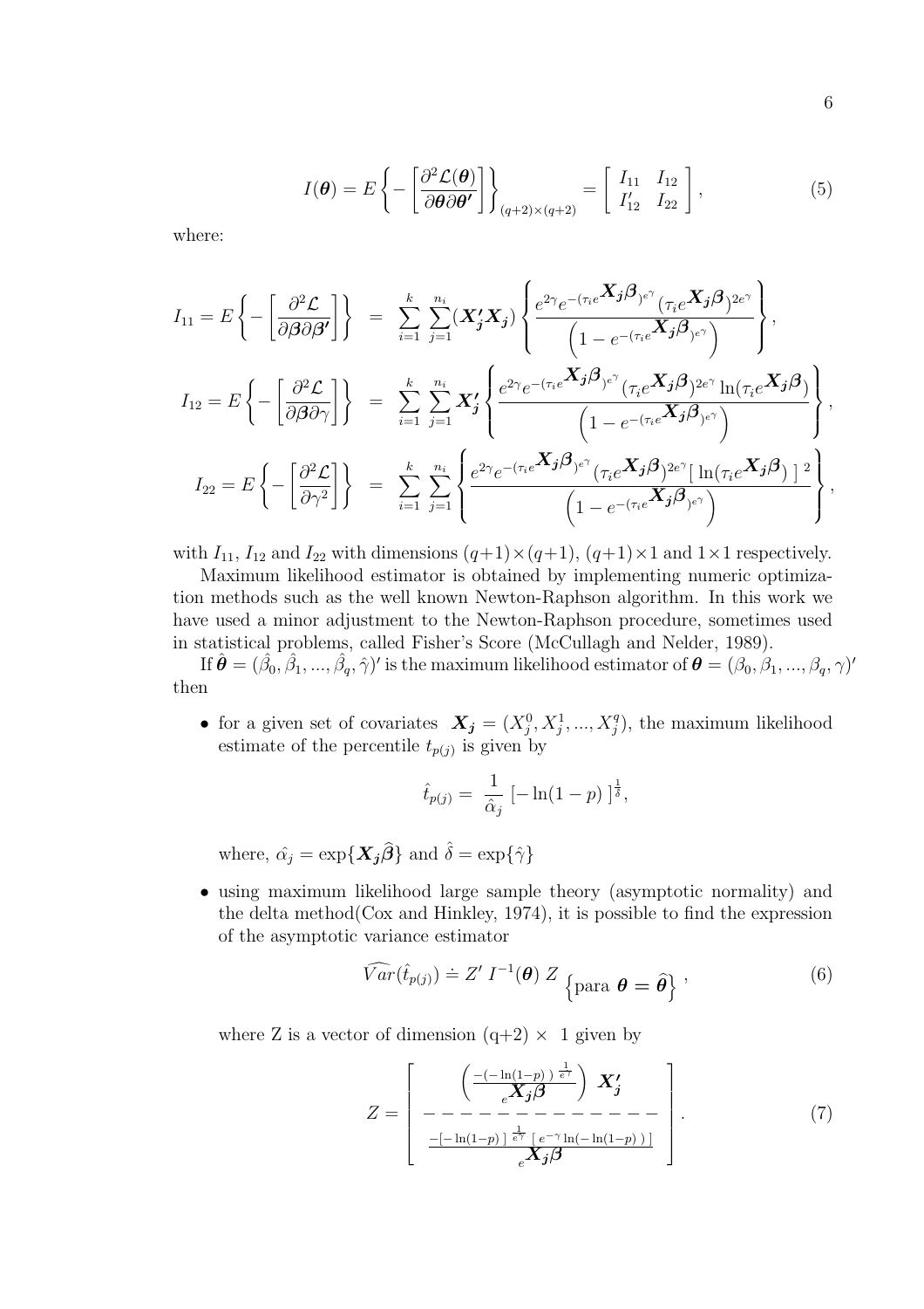$$I(\boldsymbol{\theta}) = E\left\{ -\left[ \frac{\partial^2 \mathcal{L}(\boldsymbol{\theta})}{\partial \boldsymbol{\theta} \partial \boldsymbol{\theta'}} \right] \right\}_{(q+2)\times(q+2)} = \left[ \begin{array}{cc} I_{11} & I_{12} \\ I'_{12} & I_{22} \end{array} \right], \tag{5}$$

where:

$$I_{11} = E\left\{ -\left[ \frac{\partial^2 \mathcal{L}}{\partial \boldsymbol{\beta} \partial \boldsymbol{\beta'}} \right] \right\} = \sum_{i=1}^{k} \sum_{j=1}^{n_i} (\boldsymbol{X'_j X_j}) \left\{ \frac{e^{2\gamma} e^{-(\tau_i e^{\boldsymbol{X_j \beta}})^{e^\gamma}} (\tau_i e^{\boldsymbol{X_j \beta}})^{2e^\gamma}}{\left( 1 - e^{-(\tau_i e^{\boldsymbol{X_j \beta}})^{e^\gamma}} \right)} \right\},$$

$$I_{12} = E\left\{ -\left[ \frac{\partial^2 \mathcal{L}}{\partial \boldsymbol{\beta} \partial \gamma} \right] \right\} = \sum_{i=1}^{k} \sum_{j=1}^{n_i} \boldsymbol{X'_j} \left\{ \frac{e^{2\gamma} e^{-(\tau_i e^{\boldsymbol{X_j \beta}})^{e^\gamma}} (\tau_i e^{\boldsymbol{X_j \beta}})^{2e^\gamma} \ln(\tau_i e^{\boldsymbol{X_j \beta}})}{\left( 1 - e^{-(\tau_i e^{\boldsymbol{X_j \beta}})^{e^\gamma}} \right)} \right\},$$

$$I_{22} = E\left\{ -\left[ \frac{\partial^2 \mathcal{L}}{\partial \gamma^2} \right] \right\} = \sum_{i=1}^{k} \sum_{j=1}^{n_i} \left\{ \frac{e^{2\gamma} e^{-(\tau_i e^{\boldsymbol{X_j \beta}})^{e^\gamma}} (\tau_i e^{\boldsymbol{X_j \beta}})^{2e^\gamma} [\, \ln(\tau_i e^{\boldsymbol{X_j \beta}}) \,]^2}{\left( 1 - e^{-(\tau_i e^{\boldsymbol{X_j \beta}})^{e^\gamma}} \right)} \right\},$$

with $I_{11}$, $I_{12}$ and $I_{22}$ with dimensions $(q+1)\times(q+1)$, $(q+1)\times 1$ and $1\times 1$ respectively.

Maximum likelihood estimator is obtained by implementing numeric optimization methods such as the well known Newton-Raphson algorithm. In this work we have used a minor adjustment to the Newton-Raphson procedure, sometimes used in statistical problems, called Fisher's Score (McCullagh and Nelder, 1989).

If $\hat{\boldsymbol{\theta}} = (\hat{\beta}_0, \hat{\beta}_1, ..., \hat{\beta}_q, \hat{\gamma})'$ is the maximum likelihood estimator of $\boldsymbol{\theta} = (\beta_0, \beta_1, ..., \beta_q, \gamma)'$ then

- for a given set of covariates $\boldsymbol{X_j} = (X_j^0, X_j^1, ..., X_j^q)$, the maximum likelihood estimate of the percentile $t_{p(j)}$ is given by

  $$\hat{t}_{p(j)} = \frac{1}{\hat{\alpha}_j} \left[ -\ln(1-p) \right]^{\frac{1}{\hat{\delta}}},$$

  where, $\hat{\alpha}_j = \exp\{\boldsymbol{X_j} \widehat{\boldsymbol{\beta}}\}$ and $\hat{\delta} = \exp\{\hat{\gamma}\}$

- using maximum likelihood large sample theory (asymptotic normality) and the delta method(Cox and Hinkley, 1974), it is possible to find the expression of the asymptotic variance estimator

  $$\widehat{Var}(\hat{t}_{p(j)}) \doteq Z' \, I^{-1}(\boldsymbol{\theta}) \, Z \, \left\{ \text{para } \boldsymbol{\theta} = \widehat{\boldsymbol{\theta}} \right\}, \tag{6}$$

  where Z is a vector of dimension (q+2) $\times$ 1 given by

  $$Z = \left[ \begin{array}{c} \left( \frac{-(-\ln(1-p))^{\frac{1}{e^\gamma}}}{e^{\boldsymbol{X_j \beta}}} \right) \boldsymbol{X'_j} \\ ------------- \\ \frac{-[-\ln(1-p)]^{\frac{1}{e^\gamma}} [\, e^{-\gamma} \ln(-\ln(1-p)) \,]}{e^{\boldsymbol{X_j \beta}}} \end{array} \right]. \tag{7}$$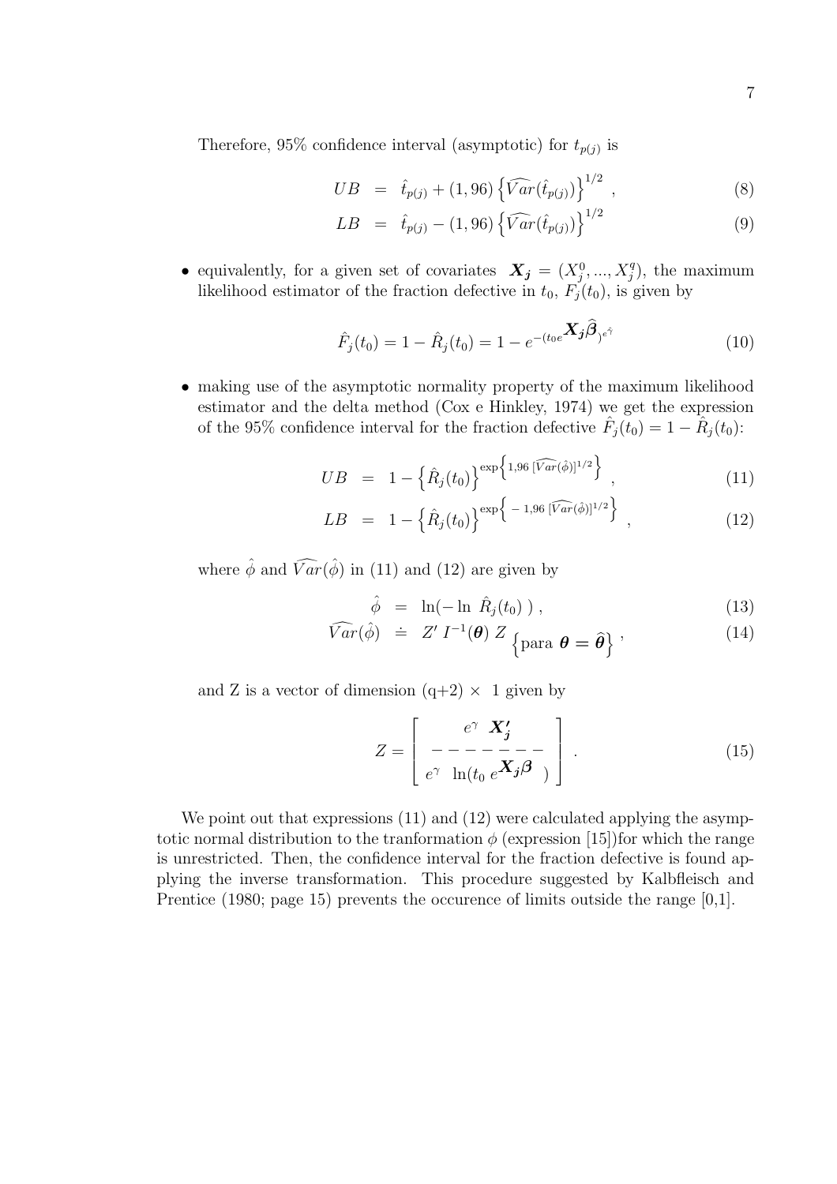Therefore, 95% confidence interval (asymptotic) for $t_{p(j)}$ is

$$
\begin{aligned}
UB &= \hat{t}_{p(j)} + (1,96) \left\{ \widehat{Var}(\hat{t}_{p(j)}) \right\}^{1/2} , && (8) \\
LB &= \hat{t}_{p(j)} - (1,96) \left\{ \widehat{Var}(\hat{t}_{p(j)}) \right\}^{1/2} && (9)
\end{aligned}
$$

- equivalently, for a given set of covariates $\boldsymbol{X_j} = (X_j^0, ..., X_j^q)$, the maximum likelihood estimator of the fraction defective in $t_0$, $F_j(t_0)$, is given by

$$
\hat{F}_j(t_0) = 1 - \hat{R}_j(t_0) = 1 - e^{-(t_0 e^{\boldsymbol{X_j}\hat{\boldsymbol{\beta}}})^{e^{\hat{\gamma}}}} \qquad (10)
$$

- making use of the asymptotic normality property of the maximum likelihood estimator and the delta method (Cox e Hinkley, 1974) we get the expression of the 95% confidence interval for the fraction defective $\hat{F}_j(t_0) = 1 - \hat{R}_j(t_0)$:

$$
\begin{aligned}
UB &= 1 - \left\{ \hat{R}_j(t_0) \right\}^{\exp\left\{ 1{,}96 \, [\widehat{Var}(\hat{\phi})]^{1/2} \right\}} , && (11) \\
LB &= 1 - \left\{ \hat{R}_j(t_0) \right\}^{\exp\left\{ -\, 1{,}96 \, [\widehat{Var}(\hat{\phi})]^{1/2} \right\}} , && (12)
\end{aligned}
$$

where $\hat{\phi}$ and $\widehat{Var}(\hat{\phi})$ in (11) and (12) are given by

$$
\begin{aligned}
\hat{\phi} &= \ln(-\ln \, \hat{R}_j(t_0) \, ) , && (13) \\
\widehat{Var}(\hat{\phi}) &\doteq Z' \, I^{-1}(\boldsymbol{\theta}) \, Z_{\left\{ \text{para } \boldsymbol{\theta} = \hat{\boldsymbol{\theta}} \right\}} , && (14)
\end{aligned}
$$

and Z is a vector of dimension (q+2) $\times$ 1 given by

$$
Z = \begin{bmatrix} e^{\gamma} \;\; \boldsymbol{X_j'} \\ ------- \\ e^{\gamma} \;\; \ln(t_0 \, e^{\boldsymbol{X_j}\boldsymbol{\beta}} \;\; ) \end{bmatrix} . \qquad (15)
$$

We point out that expressions (11) and (12) were calculated applying the asymptotic normal distribution to the tranformation $\phi$ (expression [15])for which the range is unrestricted. Then, the confidence interval for the fraction defective is found applying the inverse transformation. This procedure suggested by Kalbfleisch and Prentice (1980; page 15) prevents the occurence of limits outside the range [0,1].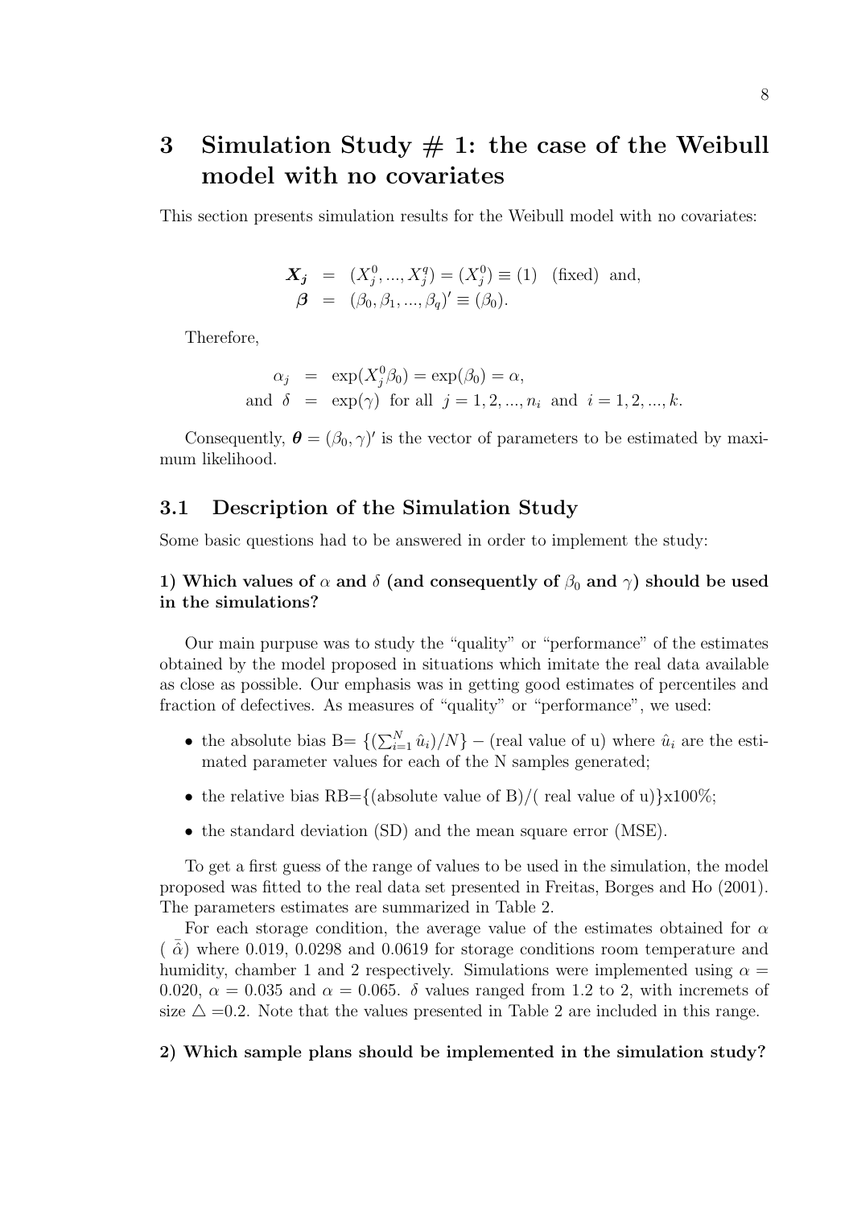## 3 Simulation Study # 1: the case of the Weibull model with no covariates

This section presents simulation results for the Weibull model with no covariates:

$$\begin{aligned} \boldsymbol{X_j} &= (X_j^0, ..., X_j^q) = (X_j^0) \equiv (1) \quad \text{(fixed) and,} \\ \boldsymbol{\beta} &= (\beta_0, \beta_1, ..., \beta_q)' \equiv (\beta_0). \end{aligned}$$

Therefore,

$$\begin{aligned} \alpha_j &= \exp(X_j^0 \beta_0) = \exp(\beta_0) = \alpha, \\ \text{and } \delta &= \exp(\gamma) \text{ for all } j = 1, 2, ..., n_i \text{ and } i = 1, 2, ..., k. \end{aligned}$$

Consequently, $\boldsymbol{\theta} = (\beta_0, \gamma)'$ is the vector of parameters to be estimated by maximum likelihood.

### 3.1 Description of the Simulation Study

Some basic questions had to be answered in order to implement the study:

**1) Which values of $\alpha$ and $\delta$ (and consequently of $\beta_0$ and $\gamma$) should be used in the simulations?**

Our main purpuse was to study the "quality" or "performance" of the estimates obtained by the model proposed in situations which imitate the real data available as close as possible. Our emphasis was in getting good estimates of percentiles and fraction of defectives. As measures of "quality" or "performance", we used:

- the absolute bias B= $\{(\sum_{i=1}^{N} \hat{u}_i)/N\}$ − (real value of u) where $\hat{u}_i$ are the estimated parameter values for each of the N samples generated;
- the relative bias RB={(absolute value of B)/( real value of u)}x100%;
- the standard deviation (SD) and the mean square error (MSE).

To get a first guess of the range of values to be used in the simulation, the model proposed was fitted to the real data set presented in Freitas, Borges and Ho (2001). The parameters estimates are summarized in Table 2.

For each storage condition, the average value of the estimates obtained for $\alpha$ ( $\bar{\hat{\alpha}}$) where 0.019, 0.0298 and 0.0619 for storage conditions room temperature and humidity, chamber 1 and 2 respectively. Simulations were implemented using $\alpha = 0.020$, $\alpha = 0.035$ and $\alpha = 0.065$. $\delta$ values ranged from 1.2 to 2, with incremets of size $\triangle$ =0.2. Note that the values presented in Table 2 are included in this range.

**2) Which sample plans should be implemented in the simulation study?**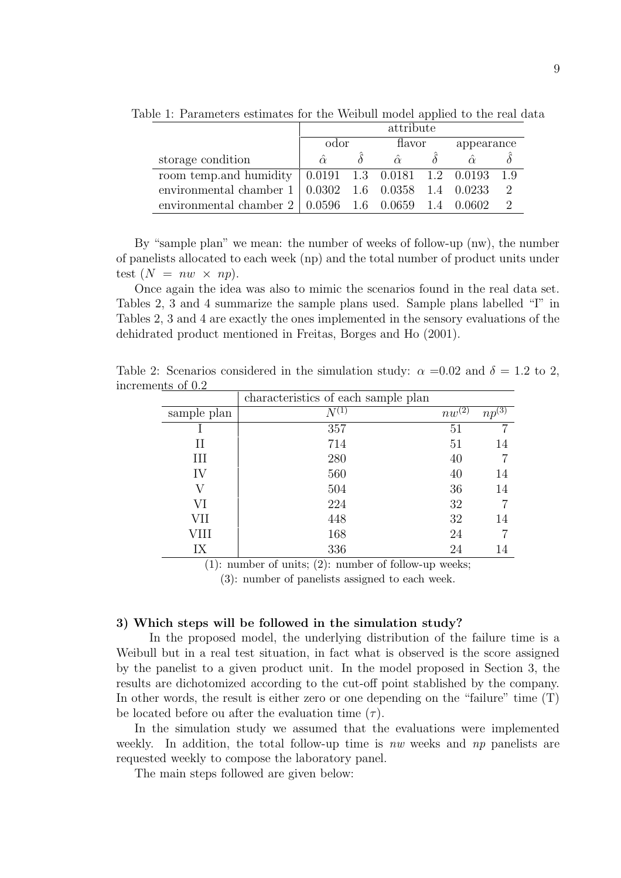Table 1: Parameters estimates for the Weibull model applied to the real data

| | attribute | | | | | |
|---|---|---|---|---|---|---|
| | odor | | flavor | | appearance | |
| storage condition | $\hat{\alpha}$ | $\hat{\delta}$ | $\hat{\alpha}$ | $\hat{\delta}$ | $\hat{\alpha}$ | $\hat{\delta}$ |
| room temp.and humidity | 0.0191 | 1.3 | 0.0181 | 1.2 | 0.0193 | 1.9 |
| environmental chamber 1 | 0.0302 | 1.6 | 0.0358 | 1.4 | 0.0233 | 2 |
| environmental chamber 2 | 0.0596 | 1.6 | 0.0659 | 1.4 | 0.0602 | 2 |

By "sample plan" we mean: the number of weeks of follow-up (nw), the number of panelists allocated to each week (np) and the total number of product units under test ($N = nw \times np$).

Once again the idea was also to mimic the scenarios found in the real data set. Tables 2, 3 and 4 summarize the sample plans used. Sample plans labelled "I" in Tables 2, 3 and 4 are exactly the ones implemented in the sensory evaluations of the dehidrated product mentioned in Freitas, Borges and Ho (2001).

Table 2: Scenarios considered in the simulation study: $\alpha$ =0.02 and $\delta$ = 1.2 to 2, increments of 0.2

| | characteristics of each sample plan | | |
|---|---|---|---|
| sample plan | $N^{(1)}$ | $nw^{(2)}$ | $np^{(3)}$ |
| I | 357 | 51 | 7 |
| II | 714 | 51 | 14 |
| III | 280 | 40 | 7 |
| IV | 560 | 40 | 14 |
| V | 504 | 36 | 14 |
| VI | 224 | 32 | 7 |
| VII | 448 | 32 | 14 |
| VIII | 168 | 24 | 7 |
| IX | 336 | 24 | 14 |

(1): number of units; (2): number of follow-up weeks;

(3): number of panelists assigned to each week.

**3) Which steps will be followed in the simulation study?**

In the proposed model, the underlying distribution of the failure time is a Weibull but in a real test situation, in fact what is observed is the score assigned by the panelist to a given product unit. In the model proposed in Section 3, the results are dichotomized according to the cut-off point stablished by the company. In other words, the result is either zero or one depending on the "failure" time (T) be located before ou after the evaluation time ($\tau$).

In the simulation study we assumed that the evaluations were implemented weekly. In addition, the total follow-up time is *nw* weeks and *np* panelists are requested weekly to compose the laboratory panel.

The main steps followed are given below: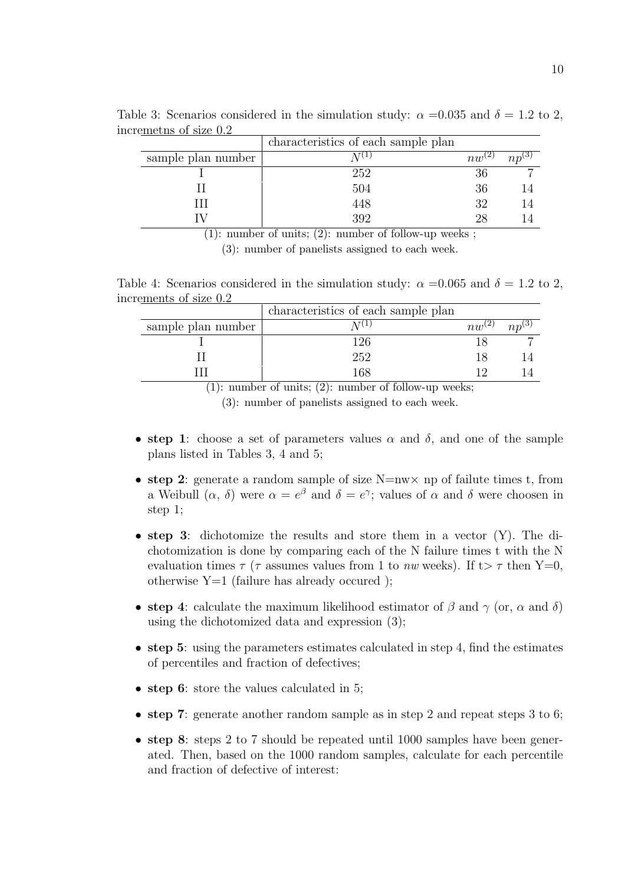Table 3: Scenarios considered in the simulation study: $\alpha$ =0.035 and $\delta$ = 1.2 to 2, incremetns of size 0.2

| | characteristics of each sample plan | | |
|---|---|---|---|
| sample plan number | $N^{(1)}$ | $nw^{(2)}$ | $np^{(3)}$ |
| I | 252 | 36 | 7 |
| II | 504 | 36 | 14 |
| III | 448 | 32 | 14 |
| IV | 392 | 28 | 14 |

(1): number of units; (2): number of follow-up weeks ;

(3): number of panelists assigned to each week.

Table 4: Scenarios considered in the simulation study: $\alpha$ =0.065 and $\delta$ = 1.2 to 2, increments of size 0.2

| | characteristics of each sample plan | | |
|---|---|---|---|
| sample plan number | $N^{(1)}$ | $nw^{(2)}$ | $np^{(3)}$ |
| I | 126 | 18 | 7 |
| II | 252 | 18 | 14 |
| III | 168 | 12 | 14 |

(1): number of units; (2): number of follow-up weeks;

(3): number of panelists assigned to each week.

- **step 1**: choose a set of parameters values $\alpha$ and $\delta$, and one of the sample plans listed in Tables 3, 4 and 5;
- **step 2**: generate a random sample of size N=nw× np of failute times t, from a Weibull ($\alpha$, $\delta$) were $\alpha = e^{\beta}$ and $\delta = e^{\gamma}$; values of $\alpha$ and $\delta$ were choosen in step 1;
- **step 3**: dichotomize the results and store them in a vector (Y). The dichotomization is done by comparing each of the N failure times t with the N evaluation times $\tau$ ($\tau$ assumes values from 1 to $nw$ weeks). If t> $\tau$ then Y=0, otherwise Y=1 (failure has already occured );
- **step 4**: calculate the maximum likelihood estimator of $\beta$ and $\gamma$ (or, $\alpha$ and $\delta$) using the dichotomized data and expression (3);
- **step 5**: using the parameters estimates calculated in step 4, find the estimates of percentiles and fraction of defectives;
- **step 6**: store the values calculated in 5;
- **step 7**: generate another random sample as in step 2 and repeat steps 3 to 6;
- **step 8**: steps 2 to 7 should be repeated until 1000 samples have been generated. Then, based on the 1000 random samples, calculate for each percentile and fraction of defective of interest: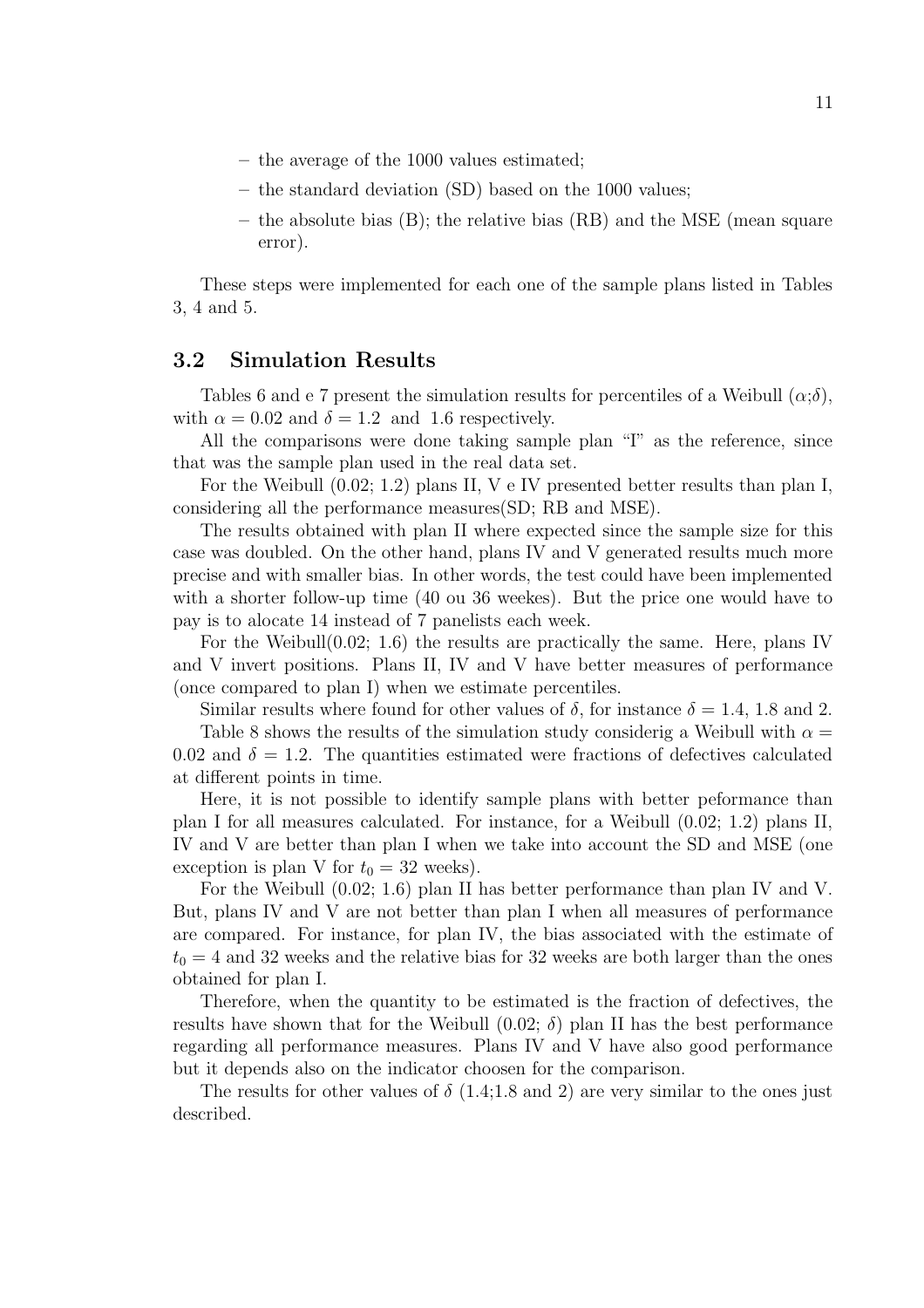- the average of the 1000 values estimated;
- the standard deviation (SD) based on the 1000 values;
- the absolute bias (B); the relative bias (RB) and the MSE (mean square error).

These steps were implemented for each one of the sample plans listed in Tables 3, 4 and 5.

### 3.2 Simulation Results

Tables 6 and e 7 present the simulation results for percentiles of a Weibull ($\alpha$;$\delta$), with $\alpha = 0.02$ and $\delta = 1.2$ and 1.6 respectively.

All the comparisons were done taking sample plan "I" as the reference, since that was the sample plan used in the real data set.

For the Weibull (0.02; 1.2) plans II, V e IV presented better results than plan I, considering all the performance measures(SD; RB and MSE).

The results obtained with plan II where expected since the sample size for this case was doubled. On the other hand, plans IV and V generated results much more precise and with smaller bias. In other words, the test could have been implemented with a shorter follow-up time (40 ou 36 weekes). But the price one would have to pay is to alocate 14 instead of 7 panelists each week.

For the Weibull(0.02; 1.6) the results are practically the same. Here, plans IV and V invert positions. Plans II, IV and V have better measures of performance (once compared to plan I) when we estimate percentiles.

Similar results where found for other values of $\delta$, for instance $\delta = 1.4$, 1.8 and 2.

Table 8 shows the results of the simulation study considerig a Weibull with $\alpha = 0.02$ and $\delta = 1.2$. The quantities estimated were fractions of defectives calculated at different points in time.

Here, it is not possible to identify sample plans with better peformance than plan I for all measures calculated. For instance, for a Weibull (0.02; 1.2) plans II, IV and V are better than plan I when we take into account the SD and MSE (one exception is plan V for $t_0 = 32$ weeks).

For the Weibull (0.02; 1.6) plan II has better performance than plan IV and V. But, plans IV and V are not better than plan I when all measures of performance are compared. For instance, for plan IV, the bias associated with the estimate of $t_0 = 4$ and 32 weeks and the relative bias for 32 weeks are both larger than the ones obtained for plan I.

Therefore, when the quantity to be estimated is the fraction of defectives, the results have shown that for the Weibull (0.02; $\delta$) plan II has the best performance regarding all performance measures. Plans IV and V have also good performance but it depends also on the indicator choosen for the comparison.

The results for other values of $\delta$ (1.4;1.8 and 2) are very similar to the ones just described.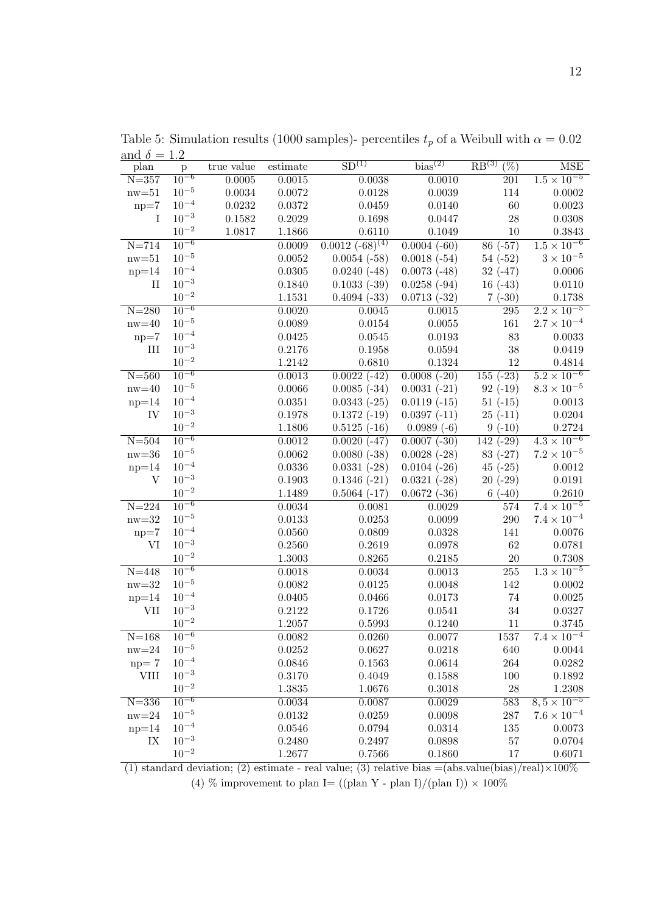Table 5: Simulation results (1000 samples)- percentiles $t_p$ of a Weibull with $\alpha = 0.02$ and $\delta = 1.2$

| plan | p | true value | estimate | SD$^{(1)}$ | bias$^{(2)}$ | RB$^{(3)}$ (%) | MSE |
|---|---|---|---|---|---|---|---|
| N=357 | $10^{-6}$ | 0.0005 | 0.0015 | 0.0038 | 0.0010 | 201 | $1.5 \times 10^{-5}$ |
| nw=51 | $10^{-5}$ | 0.0034 | 0.0072 | 0.0128 | 0.0039 | 114 | 0.0002 |
| np=7 | $10^{-4}$ | 0.0232 | 0.0372 | 0.0459 | 0.0140 | 60 | 0.0023 |
| I | $10^{-3}$ | 0.1582 | 0.2029 | 0.1698 | 0.0447 | 28 | 0.0308 |
| | $10^{-2}$ | 1.0817 | 1.1866 | 0.6110 | 0.1049 | 10 | 0.3843 |
| N=714 | $10^{-6}$ | | 0.0009 | 0.0012 (-68)$^{(4)}$ | 0.0004 (-60) | 86 (-57) | $1.5 \times 10^{-6}$ |
| nw=51 | $10^{-5}$ | | 0.0052 | 0.0054 (-58) | 0.0018 (-54) | 54 (-52) | $3 \times 10^{-5}$ |
| np=14 | $10^{-4}$ | | 0.0305 | 0.0240 (-48) | 0.0073 (-48) | 32 (-47) | 0.0006 |
| II | $10^{-3}$ | | 0.1840 | 0.1033 (-39) | 0.0258 (-94) | 16 (-43) | 0.0110 |
| | $10^{-2}$ | | 1.1531 | 0.4094 (-33) | 0.0713 (-32) | 7 (-30) | 0.1738 |
| N=280 | $10^{-6}$ | | 0.0020 | 0.0045 | 0.0015 | 295 | $2.2 \times 10^{-5}$ |
| nw=40 | $10^{-5}$ | | 0.0089 | 0.0154 | 0.0055 | 161 | $2.7 \times 10^{-4}$ |
| np=7 | $10^{-4}$ | | 0.0425 | 0.0545 | 0.0193 | 83 | 0.0033 |
| III | $10^{-3}$ | | 0.2176 | 0.1958 | 0.0594 | 38 | 0.0419 |
| | $10^{-2}$ | | 1.2142 | 0.6810 | 0.1324 | 12 | 0.4814 |
| N=560 | $10^{-6}$ | | 0.0013 | 0.0022 (-42) | 0.0008 (-20) | 155 (-23) | $5.2 \times 10^{-6}$ |
| nw=40 | $10^{-5}$ | | 0.0066 | 0.0085 (-34) | 0.0031 (-21) | 92 (-19) | $8.3 \times 10^{-5}$ |
| np=14 | $10^{-4}$ | | 0.0351 | 0.0343 (-25) | 0.0119 (-15) | 51 (-15) | 0.0013 |
| IV | $10^{-3}$ | | 0.1978 | 0.1372 (-19) | 0.0397 (-11) | 25 (-11) | 0.0204 |
| | $10^{-2}$ | | 1.1806 | 0.5125 (-16) | 0.0989 (-6) | 9 (-10) | 0.2724 |
| N=504 | $10^{-6}$ | | 0.0012 | 0.0020 (-47) | 0.0007 (-30) | 142 (-29) | $4.3 \times 10^{-6}$ |
| nw=36 | $10^{-5}$ | | 0.0062 | 0.0080 (-38) | 0.0028 (-28) | 83 (-27) | $7.2 \times 10^{-5}$ |
| np=14 | $10^{-4}$ | | 0.0336 | 0.0331 (-28) | 0.0104 (-26) | 45 (-25) | 0.0012 |
| V | $10^{-3}$ | | 0.1903 | 0.1346 (-21) | 0.0321 (-28) | 20 (-29) | 0.0191 |
| | $10^{-2}$ | | 1.1489 | 0.5064 (-17) | 0.0672 (-36) | 6 (-40) | 0.2610 |
| N=224 | $10^{-6}$ | | 0.0034 | 0.0081 | 0.0029 | 574 | $7.4 \times 10^{-5}$ |
| nw=32 | $10^{-5}$ | | 0.0133 | 0.0253 | 0.0099 | 290 | $7.4 \times 10^{-4}$ |
| np=7 | $10^{-4}$ | | 0.0560 | 0.0809 | 0.0328 | 141 | 0.0076 |
| VI | $10^{-3}$ | | 0.2560 | 0.2619 | 0.0978 | 62 | 0.0781 |
| | $10^{-2}$ | | 1.3003 | 0.8265 | 0.2185 | 20 | 0.7308 |
| N=448 | $10^{-6}$ | | 0.0018 | 0.0034 | 0.0013 | 255 | $1.3 \times 10^{-5}$ |
| nw=32 | $10^{-5}$ | | 0.0082 | 0.0125 | 0.0048 | 142 | 0.0002 |
| np=14 | $10^{-4}$ | | 0.0405 | 0.0466 | 0.0173 | 74 | 0.0025 |
| VII | $10^{-3}$ | | 0.2122 | 0.1726 | 0.0541 | 34 | 0.0327 |
| | $10^{-2}$ | | 1.2057 | 0.5993 | 0.1240 | 11 | 0.3745 |
| N=168 | $10^{-6}$ | | 0.0082 | 0.0260 | 0.0077 | 1537 | $7.4 \times 10^{-4}$ |
| nw=24 | $10^{-5}$ | | 0.0252 | 0.0627 | 0.0218 | 640 | 0.0044 |
| np= 7 | $10^{-4}$ | | 0.0846 | 0.1563 | 0.0614 | 264 | 0.0282 |
| VIII | $10^{-3}$ | | 0.3170 | 0.4049 | 0.1588 | 100 | 0.1892 |
| | $10^{-2}$ | | 1.3835 | 1.0676 | 0.3018 | 28 | 1.2308 |
| N=336 | $10^{-6}$ | | 0.0034 | 0.0087 | 0.0029 | 583 | $8,5 \times 10^{-5}$ |
| nw=24 | $10^{-5}$ | | 0.0132 | 0.0259 | 0.0098 | 287 | $7.6 \times 10^{-4}$ |
| np=14 | $10^{-4}$ | | 0.0546 | 0.0794 | 0.0314 | 135 | 0.0073 |
| IX | $10^{-3}$ | | 0.2480 | 0.2497 | 0.0898 | 57 | 0.0704 |
| | $10^{-2}$ | | 1.2677 | 0.7566 | 0.1860 | 17 | 0.6071 |

(1) standard deviation; (2) estimate - real value; (3) relative bias =(abs.value(bias)/real)$\times$100%

(4) % improvement to plan I= ((plan Y - plan I)/(plan I)) $\times$ 100%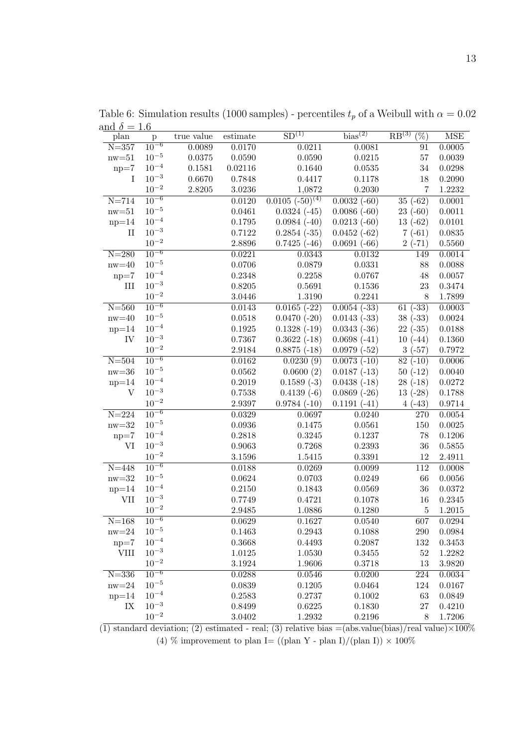Table 6: Simulation results (1000 samples) - percentiles $t_p$ of a Weibull with $\alpha = 0.02$ and $\delta = 1.6$

| plan | p | true value | estimate | SD$^{(1)}$ | bias$^{(2)}$ | RB$^{(3)}$ (%) | MSE |
|---|---|---|---|---|---|---|---|
| N=357 | $10^{-6}$ | 0.0089 | 0.0170 | 0.0211 | 0.0081 | 91 | 0.0005 |
| nw=51 | $10^{-5}$ | 0.0375 | 0.0590 | 0.0590 | 0.0215 | 57 | 0.0039 |
| np=7 | $10^{-4}$ | 0.1581 | 0.02116 | 0.1640 | 0.0535 | 34 | 0.0298 |
| I | $10^{-3}$ | 0.6670 | 0.7848 | 0.4417 | 0.1178 | 18 | 0.2090 |
| | $10^{-2}$ | 2.8205 | 3.0236 | 1,0872 | 0.2030 | 7 | 1.2232 |
| N=714 | $10^{-6}$ | | 0.0120 | 0.0105 (-50)$^{(4)}$ | 0.0032 (-60) | 35 (-62) | 0.0001 |
| nw=51 | $10^{-5}$ | | 0.0461 | 0.0324 (-45) | 0.0086 (-60) | 23 (-60) | 0.0011 |
| np=14 | $10^{-4}$ | | 0.1795 | 0.0984 (-40) | 0.0213 (-60) | 13 (-62) | 0.0101 |
| II | $10^{-3}$ | | 0.7122 | 0.2854 (-35) | 0.0452 (-62) | 7 (-61) | 0.0835 |
| | $10^{-2}$ | | 2.8896 | 0.7425 (-46) | 0.0691 (-66) | 2 (-71) | 0.5560 |
| N=280 | $10^{-6}$ | | 0.0221 | 0.0343 | 0.0132 | 149 | 0.0014 |
| nw=40 | $10^{-5}$ | | 0.0706 | 0.0879 | 0.0331 | 88 | 0.0088 |
| np=7 | $10^{-4}$ | | 0.2348 | 0.2258 | 0.0767 | 48 | 0.0057 |
| III | $10^{-3}$ | | 0.8205 | 0.5691 | 0.1536 | 23 | 0.3474 |
| | $10^{-2}$ | | 3.0446 | 1.3190 | 0.2241 | 8 | 1.7899 |
| N=560 | $10^{-6}$ | | 0.0143 | 0.0165 (-22) | 0.0054 (-33) | 61 (-33) | 0.0003 |
| nw=40 | $10^{-5}$ | | 0.0518 | 0.0470 (-20) | 0.0143 (-33) | 38 (-33) | 0.0024 |
| np=14 | $10^{-4}$ | | 0.1925 | 0.1328 (-19) | 0.0343 (-36) | 22 (-35) | 0.0188 |
| IV | $10^{-3}$ | | 0.7367 | 0.3622 (-18) | 0.0698 (-41) | 10 (-44) | 0.1360 |
| | $10^{-2}$ | | 2.9184 | 0.8875 (-18) | 0.0979 (-52) | 3 (-57) | 0.7972 |
| N=504 | $10^{-6}$ | | 0.0162 | 0.0230 (9) | 0.0073 (-10) | 82 (-10) | 0.0006 |
| nw=36 | $10^{-5}$ | | 0.0562 | 0.0600 (2) | 0.0187 (-13) | 50 (-12) | 0.0040 |
| np=14 | $10^{-4}$ | | 0.2019 | 0.1589 (-3) | 0.0438 (-18) | 28 (-18) | 0.0272 |
| V | $10^{-3}$ | | 0.7538 | 0.4139 (-6) | 0.0869 (-26) | 13 (-28) | 0.1788 |
| | $10^{-2}$ | | 2.9397 | 0.9784 (-10) | 0.1191 (-41) | 4 (-43) | 0.9714 |
| N=224 | $10^{-6}$ | | 0.0329 | 0.0697 | 0.0240 | 270 | 0.0054 |
| nw=32 | $10^{-5}$ | | 0.0936 | 0.1475 | 0.0561 | 150 | 0.0025 |
| np=7 | $10^{-4}$ | | 0.2818 | 0.3245 | 0.1237 | 78 | 0.1206 |
| VI | $10^{-3}$ | | 0.9063 | 0.7268 | 0.2393 | 36 | 0.5855 |
| | $10^{-2}$ | | 3.1596 | 1.5415 | 0.3391 | 12 | 2.4911 |
| N=448 | $10^{-6}$ | | 0.0188 | 0.0269 | 0.0099 | 112 | 0.0008 |
| nw=32 | $10^{-5}$ | | 0.0624 | 0.0703 | 0.0249 | 66 | 0.0056 |
| np=14 | $10^{-4}$ | | 0.2150 | 0.1843 | 0.0569 | 36 | 0.0372 |
| VII | $10^{-3}$ | | 0.7749 | 0.4721 | 0.1078 | 16 | 0.2345 |
| | $10^{-2}$ | | 2.9485 | 1.0886 | 0.1280 | 5 | 1.2015 |
| N=168 | $10^{-6}$ | | 0.0629 | 0.1627 | 0.0540 | 607 | 0.0294 |
| nw=24 | $10^{-5}$ | | 0.1463 | 0.2943 | 0.1088 | 290 | 0.0984 |
| np=7 | $10^{-4}$ | | 0.3668 | 0.4493 | 0.2087 | 132 | 0.3453 |
| VIII | $10^{-3}$ | | 1.0125 | 1.0530 | 0.3455 | 52 | 1.2282 |
| | $10^{-2}$ | | 3.1924 | 1.9606 | 0.3718 | 13 | 3.9820 |
| N=336 | $10^{-6}$ | | 0.0288 | 0.0546 | 0.0200 | 224 | 0.0034 |
| nw=24 | $10^{-5}$ | | 0.0839 | 0.1205 | 0.0464 | 124 | 0.0167 |
| np=14 | $10^{-4}$ | | 0.2583 | 0.2737 | 0.1002 | 63 | 0.0849 |
| IX | $10^{-3}$ | | 0.8499 | 0.6225 | 0.1830 | 27 | 0.4210 |
| | $10^{-2}$ | | 3.0402 | 1.2932 | 0.2196 | 8 | 1.7206 |

(1) standard deviation; (2) estimated - real; (3) relative bias =(abs.value(bias)/real value)×100%

(4) % improvement to plan I= ((plan Y - plan I)/(plan I)) × 100%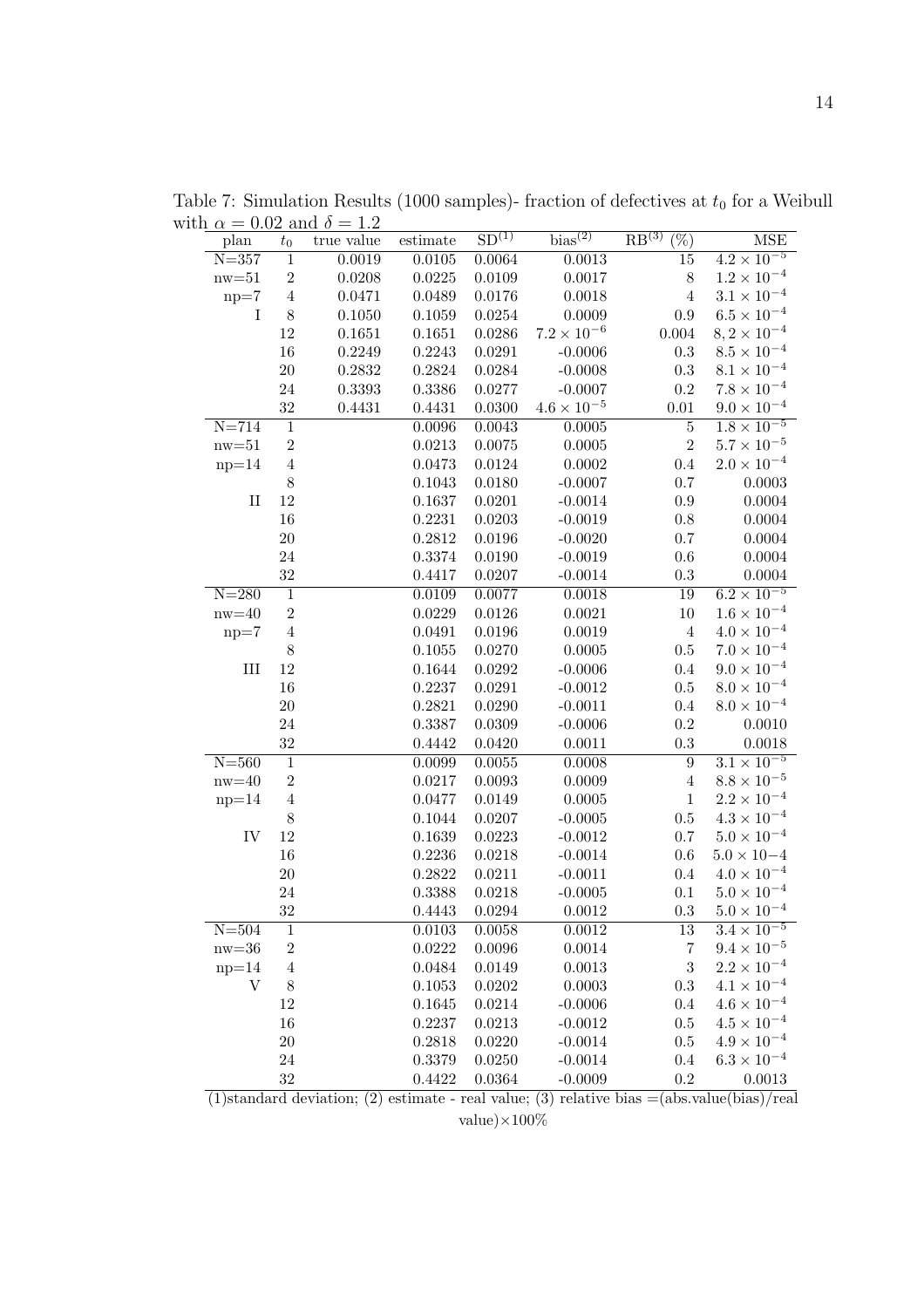Table 7: Simulation Results (1000 samples)- fraction of defectives at $t_0$ for a Weibull with $\alpha = 0.02$ and $\delta = 1.2$

| plan | $t_0$ | true value | estimate | SD$^{(1)}$ | bias$^{(2)}$ | RB$^{(3)}$ (%) | MSE |
|---|---|---|---|---|---|---|---|
| N=357 | 1 | 0.0019 | 0.0105 | 0.0064 | 0.0013 | 15 | $4.2 \times 10^{-5}$ |
| nw=51 | 2 | 0.0208 | 0.0225 | 0.0109 | 0.0017 | 8 | $1.2 \times 10^{-4}$ |
| np=7 | 4 | 0.0471 | 0.0489 | 0.0176 | 0.0018 | 4 | $3.1 \times 10^{-4}$ |
| I | 8 | 0.1050 | 0.1059 | 0.0254 | 0.0009 | 0.9 | $6.5 \times 10^{-4}$ |
| | 12 | 0.1651 | 0.1651 | 0.0286 | $7.2 \times 10^{-6}$ | 0.004 | $8,2 \times 10^{-4}$ |
| | 16 | 0.2249 | 0.2243 | 0.0291 | -0.0006 | 0.3 | $8.5 \times 10^{-4}$ |
| | 20 | 0.2832 | 0.2824 | 0.0284 | -0.0008 | 0.3 | $8.1 \times 10^{-4}$ |
| | 24 | 0.3393 | 0.3386 | 0.0277 | -0.0007 | 0.2 | $7.8 \times 10^{-4}$ |
| | 32 | 0.4431 | 0.4431 | 0.0300 | $4.6 \times 10^{-5}$ | 0.01 | $9.0 \times 10^{-4}$ |
| N=714 | 1 | | 0.0096 | 0.0043 | 0.0005 | 5 | $1.8 \times 10^{-5}$ |
| nw=51 | 2 | | 0.0213 | 0.0075 | 0.0005 | 2 | $5.7 \times 10^{-5}$ |
| np=14 | 4 | | 0.0473 | 0.0124 | 0.0002 | 0.4 | $2.0 \times 10^{-4}$ |
| | 8 | | 0.1043 | 0.0180 | -0.0007 | 0.7 | 0.0003 |
| II | 12 | | 0.1637 | 0.0201 | -0.0014 | 0.9 | 0.0004 |
| | 16 | | 0.2231 | 0.0203 | -0.0019 | 0.8 | 0.0004 |
| | 20 | | 0.2812 | 0.0196 | -0.0020 | 0.7 | 0.0004 |
| | 24 | | 0.3374 | 0.0190 | -0.0019 | 0.6 | 0.0004 |
| | 32 | | 0.4417 | 0.0207 | -0.0014 | 0.3 | 0.0004 |
| N=280 | 1 | | 0.0109 | 0.0077 | 0.0018 | 19 | $6.2 \times 10^{-5}$ |
| nw=40 | 2 | | 0.0229 | 0.0126 | 0.0021 | 10 | $1.6 \times 10^{-4}$ |
| np=7 | 4 | | 0.0491 | 0.0196 | 0.0019 | 4 | $4.0 \times 10^{-4}$ |
| | 8 | | 0.1055 | 0.0270 | 0.0005 | 0.5 | $7.0 \times 10^{-4}$ |
| III | 12 | | 0.1644 | 0.0292 | -0.0006 | 0.4 | $9.0 \times 10^{-4}$ |
| | 16 | | 0.2237 | 0.0291 | -0.0012 | 0.5 | $8.0 \times 10^{-4}$ |
| | 20 | | 0.2821 | 0.0290 | -0.0011 | 0.4 | $8.0 \times 10^{-4}$ |
| | 24 | | 0.3387 | 0.0309 | -0.0006 | 0.2 | 0.0010 |
| | 32 | | 0.4442 | 0.0420 | 0.0011 | 0.3 | 0.0018 |
| N=560 | 1 | | 0.0099 | 0.0055 | 0.0008 | 9 | $3.1 \times 10^{-5}$ |
| nw=40 | 2 | | 0.0217 | 0.0093 | 0.0009 | 4 | $8.8 \times 10^{-5}$ |
| np=14 | 4 | | 0.0477 | 0.0149 | 0.0005 | 1 | $2.2 \times 10^{-4}$ |
| | 8 | | 0.1044 | 0.0207 | -0.0005 | 0.5 | $4.3 \times 10^{-4}$ |
| IV | 12 | | 0.1639 | 0.0223 | -0.0012 | 0.7 | $5.0 \times 10^{-4}$ |
| | 16 | | 0.2236 | 0.0218 | -0.0014 | 0.6 | $5.0 \times 10-4$ |
| | 20 | | 0.2822 | 0.0211 | -0.0011 | 0.4 | $4.0 \times 10^{-4}$ |
| | 24 | | 0.3388 | 0.0218 | -0.0005 | 0.1 | $5.0 \times 10^{-4}$ |
| | 32 | | 0.4443 | 0.0294 | 0.0012 | 0.3 | $5.0 \times 10^{-4}$ |
| N=504 | 1 | | 0.0103 | 0.0058 | 0.0012 | 13 | $3.4 \times 10^{-5}$ |
| nw=36 | 2 | | 0.0222 | 0.0096 | 0.0014 | 7 | $9.4 \times 10^{-5}$ |
| np=14 | 4 | | 0.0484 | 0.0149 | 0.0013 | 3 | $2.2 \times 10^{-4}$ |
| V | 8 | | 0.1053 | 0.0202 | 0.0003 | 0.3 | $4.1 \times 10^{-4}$ |
| | 12 | | 0.1645 | 0.0214 | -0.0006 | 0.4 | $4.6 \times 10^{-4}$ |
| | 16 | | 0.2237 | 0.0213 | -0.0012 | 0.5 | $4.5 \times 10^{-4}$ |
| | 20 | | 0.2818 | 0.0220 | -0.0014 | 0.5 | $4.9 \times 10^{-4}$ |
| | 24 | | 0.3379 | 0.0250 | -0.0014 | 0.4 | $6.3 \times 10^{-4}$ |
| | 32 | | 0.4422 | 0.0364 | -0.0009 | 0.2 | 0.0013 |

(1)standard deviation; (2) estimate - real value; (3) relative bias =(abs.value(bias)/real value)×100%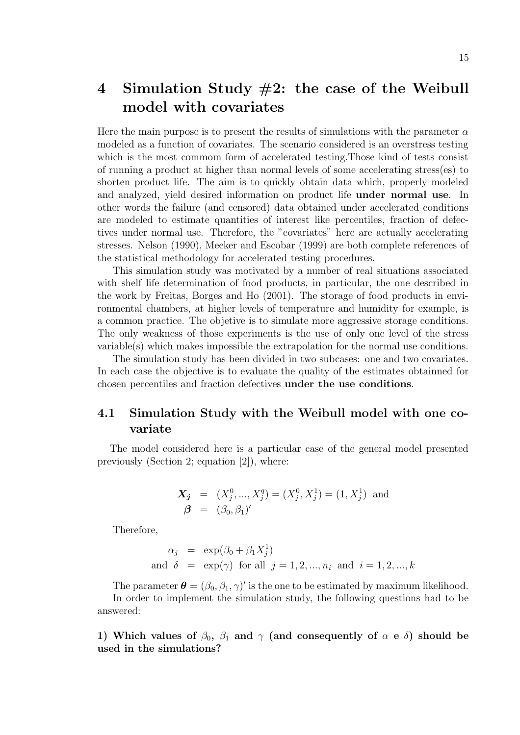# 4 Simulation Study #2: the case of the Weibull model with covariates

Here the main purpose is to present the results of simulations with the parameter $\alpha$ modeled as a function of covariates. The scenario considered is an overstress testing which is the most commom form of accelerated testing.Those kind of tests consist of running a product at higher than normal levels of some accelerating stress(es) to shorten product life. The aim is to quickly obtain data which, properly modeled and analyzed, yield desired information on product life **under normal use**. In other words the failure (and censored) data obtained under accelerated conditions are modeled to estimate quantities of interest like percentiles, fraction of defectives under normal use. Therefore, the "covariates" here are actually accelerating stresses. Nelson (1990), Meeker and Escobar (1999) are both complete references of the statistical methodology for accelerated testing procedures.

This simulation study was motivated by a number of real situations associated with shelf life determination of food products, in particular, the one described in the work by Freitas, Borges and Ho (2001). The storage of food products in environmental chambers, at higher levels of temperature and humidity for example, is a common practice. The objetive is to simulate more aggressive storage conditions. The only weakness of those experiments is the use of only one level of the stress variable(s) which makes impossible the extrapolation for the normal use conditions.

The simulation study has been divided in two subcases: one and two covariates. In each case the objective is to evaluate the quality of the estimates obtainned for chosen percentiles and fraction defectives **under the use conditions**.

## 4.1 Simulation Study with the Weibull model with one covariate

The model considered here is a particular case of the general model presented previously (Section 2; equation [2]), where:

$$\boldsymbol{X_j} = (X_j^0, ..., X_j^q) = (X_j^0, X_j^1) = (1, X_j^1) \text{ and}$$
$$\boldsymbol{\beta} = (\beta_0, \beta_1)'$$

Therefore,

$$\alpha_j = \exp(\beta_0 + \beta_1 X_j^1)$$
$$\text{and } \delta = \exp(\gamma) \text{ for all } j = 1, 2, ..., n_i \text{ and } i = 1, 2, ..., k$$

The parameter $\boldsymbol{\theta} = (\beta_0, \beta_1, \gamma)'$ is the one to be estimated by maximum likelihood.

In order to implement the simulation study, the following questions had to be answered:

**1) Which values of $\beta_0$, $\beta_1$ and $\gamma$ (and consequently of $\alpha$ e $\delta$) should be used in the simulations?**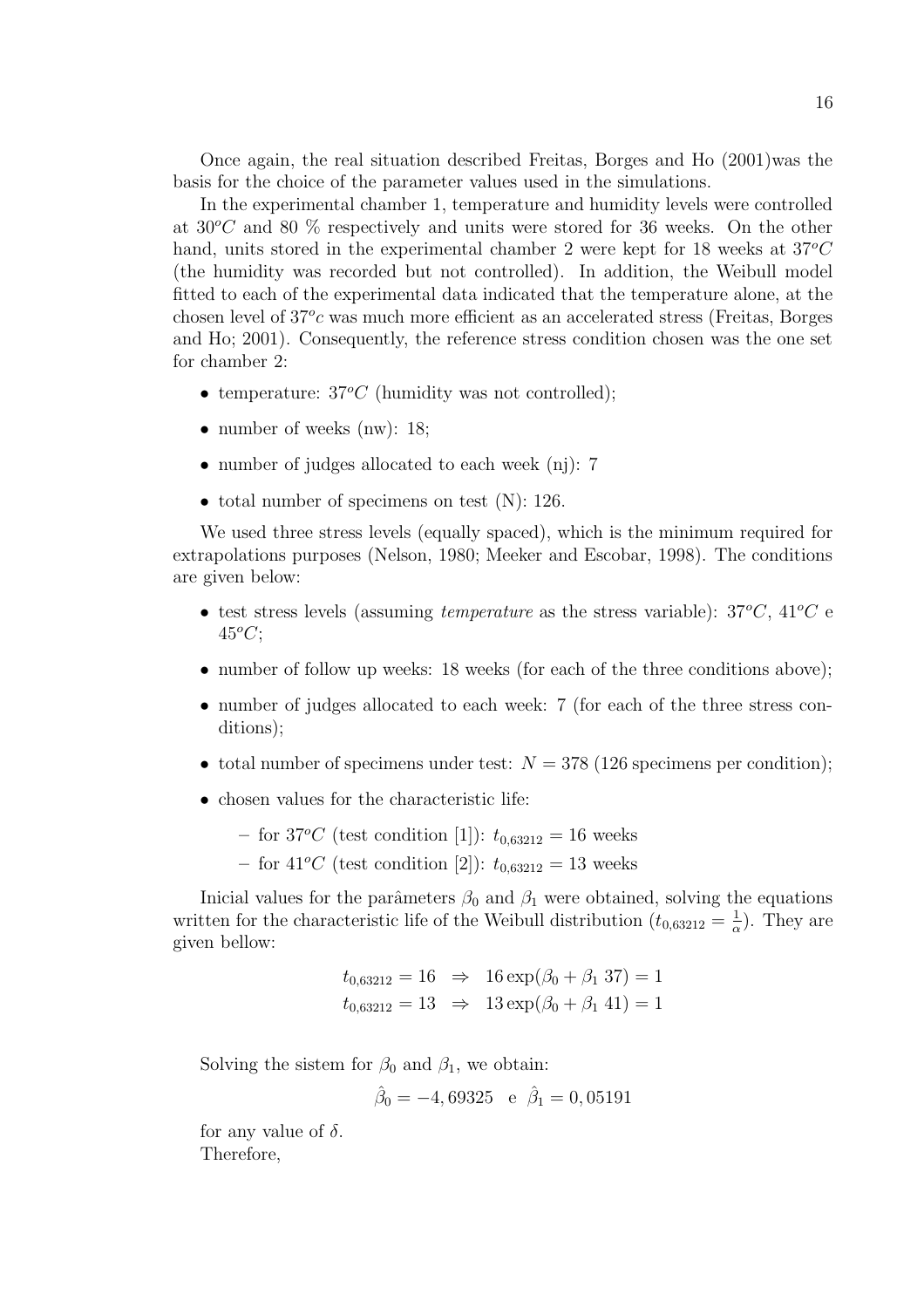Once again, the real situation described Freitas, Borges and Ho (2001)was the basis for the choice of the parameter values used in the simulations.

In the experimental chamber 1, temperature and humidity levels were controlled at $30^oC$ and 80 % respectively and units were stored for 36 weeks. On the other hand, units stored in the experimental chamber 2 were kept for 18 weeks at $37^oC$ (the humidity was recorded but not controlled). In addition, the Weibull model fitted to each of the experimental data indicated that the temperature alone, at the chosen level of $37^oc$ was much more efficient as an accelerated stress (Freitas, Borges and Ho; 2001). Consequently, the reference stress condition chosen was the one set for chamber 2:

- temperature: $37^oC$ (humidity was not controlled);
- number of weeks (nw): 18;
- number of judges allocated to each week (nj): 7
- total number of specimens on test (N): 126.

We used three stress levels (equally spaced), which is the minimum required for extrapolations purposes (Nelson, 1980; Meeker and Escobar, 1998). The conditions are given below:

- test stress levels (assuming *temperature* as the stress variable): $37^oC$, $41^oC$ e $45^oC$;
- number of follow up weeks: 18 weeks (for each of the three conditions above);
- number of judges allocated to each week: 7 (for each of the three stress conditions);
- total number of specimens under test: $N = 378$ (126 specimens per condition);
- chosen values for the characteristic life:
  - for $37^oC$ (test condition [1]): $t_{0,63212} = 16$ weeks
  - for $41^oC$ (test condition [2]): $t_{0,63212} = 13$ weeks

Inicial values for the parâmeters $\beta_0$ and $\beta_1$ were obtained, solving the equations written for the characteristic life of the Weibull distribution ($t_{0,63212} = \frac{1}{\alpha}$). They are given bellow:

$$t_{0,63212} = 16 \;\; \Rightarrow \;\; 16\exp(\beta_0 + \beta_1\, 37) = 1$$
$$t_{0,63212} = 13 \;\; \Rightarrow \;\; 13\exp(\beta_0 + \beta_1\, 41) = 1$$

Solving the sistem for $\beta_0$ and $\beta_1$, we obtain:

$$\hat{\beta}_0 = -4,69325 \quad \text{e} \quad \hat{\beta}_1 = 0,05191$$

for any value of $\delta$.

Therefore,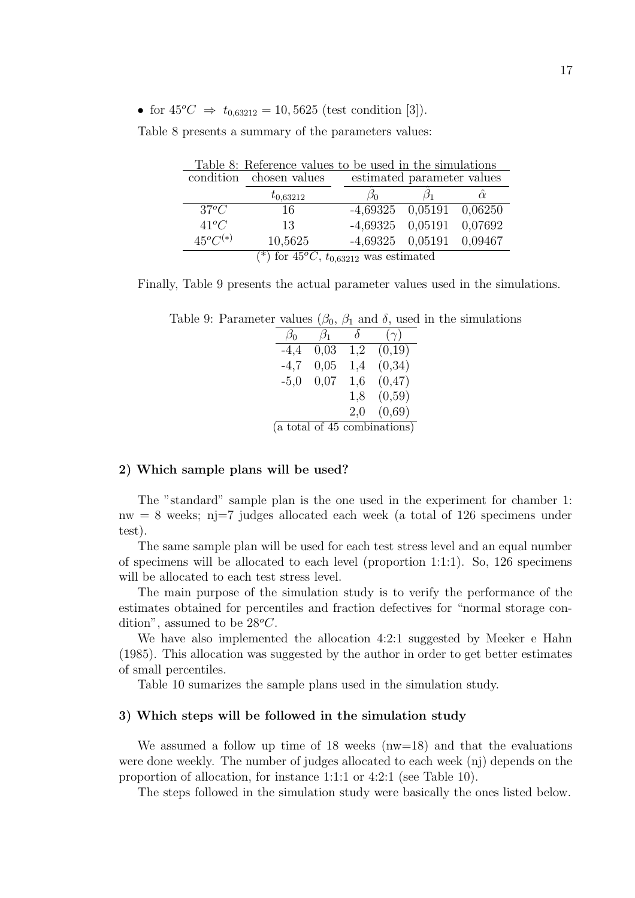- for $45^oC \Rightarrow t_{0,63212} = 10,5625$ (test condition [3]).

Table 8 presents a summary of the parameters values:

Table 8: Reference values to be used in the simulations

| condition | chosen values | estimated parameter values | | |
|---|---|---|---|---|
| | $t_{0,63212}$ | $\hat{\beta}_0$ | $\hat{\beta}_1$ | $\hat{\alpha}$ |
| $37^oC$ | 16 | -4,69325 | 0,05191 | 0,06250 |
| $41^oC$ | 13 | -4,69325 | 0,05191 | 0,07692 |
| $45^oC^{(*)}$ | 10,5625 | -4,69325 | 0,05191 | 0,09467 |

(*) for $45^oC$, $t_{0,63212}$ was estimated

Finally, Table 9 presents the actual parameter values used in the simulations.

Table 9: Parameter values ($\beta_0$, $\beta_1$ and $\delta$, used in the simulations

| $\beta_0$ | $\beta_1$ | $\delta$ | $(\gamma)$ |
|---|---|---|---|
| -4,4 | 0,03 | 1,2 | (0,19) |
| -4,7 | 0,05 | 1,4 | (0,34) |
| -5,0 | 0,07 | 1,6 | (0,47) |
| | | 1,8 | (0,59) |
| | | 2,0 | (0,69) |

(a total of 45 combinations)

**2) Which sample plans will be used?**

The "standard" sample plan is the one used in the experiment for chamber 1: nw = 8 weeks; nj=7 judges allocated each week (a total of 126 specimens under test).

The same sample plan will be used for each test stress level and an equal number of specimens will be allocated to each level (proportion 1:1:1). So, 126 specimens will be allocated to each test stress level.

The main purpose of the simulation study is to verify the performance of the estimates obtained for percentiles and fraction defectives for "normal storage condition", assumed to be $28^oC$.

We have also implemented the allocation 4:2:1 suggested by Meeker e Hahn (1985). This allocation was suggested by the author in order to get better estimates of small percentiles.

Table 10 sumarizes the sample plans used in the simulation study.

**3) Which steps will be followed in the simulation study**

We assumed a follow up time of 18 weeks (nw=18) and that the evaluations were done weekly. The number of judges allocated to each week (nj) depends on the proportion of allocation, for instance 1:1:1 or 4:2:1 (see Table 10).

The steps followed in the simulation study were basically the ones listed below.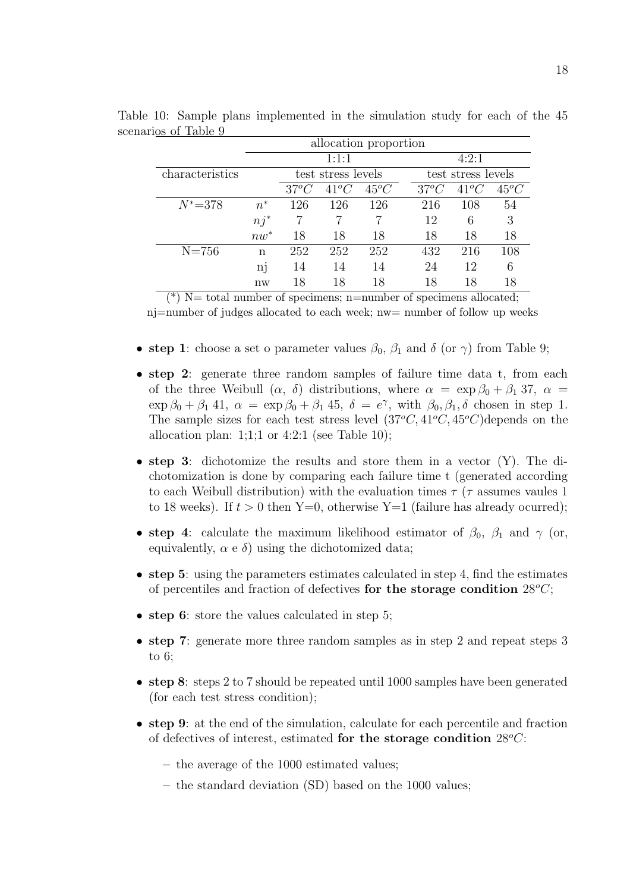Table 10: Sample plans implemented in the simulation study for each of the 45 scenarios of Table 9

| | | allocation proportion | | | | | |
|---|---|---|---|---|---|---|---|
| | | 1:1:1 | | | 4:2:1 | | |
| characteristics | | test stress levels | | | test stress levels | | |
| | | $37^oC$ | $41^oC$ | $45^oC$ | $37^oC$ | $41^oC$ | $45^oC$ |
| $N^*$=378 | $n^*$ | 126 | 126 | 126 | 216 | 108 | 54 |
| | $nj^*$ | 7 | 7 | 7 | 12 | 6 | 3 |
| | $nw^*$ | 18 | 18 | 18 | 18 | 18 | 18 |
| N=756 | n | 252 | 252 | 252 | 432 | 216 | 108 |
| | nj | 14 | 14 | 14 | 24 | 12 | 6 |
| | nw | 18 | 18 | 18 | 18 | 18 | 18 |

(*) N= total number of specimens; n=number of specimens allocated;
nj=number of judges allocated to each week; nw= number of follow up weeks

- **step 1**: choose a set o parameter values $\beta_0$, $\beta_1$ and $\delta$ (or $\gamma$) from Table 9;
- **step 2**: generate three random samples of failure time data t, from each of the three Weibull ($\alpha$, $\delta$) distributions, where $\alpha = \exp \beta_0 + \beta_1\, 37$, $\alpha = \exp \beta_0 + \beta_1\, 41$, $\alpha = \exp \beta_0 + \beta_1\, 45$, $\delta = e^\gamma$, with $\beta_0, \beta_1, \delta$ chosen in step 1. The sample sizes for each test stress level $(37^oC, 41^oC, 45^oC)$depends on the allocation plan: 1;1;1 or 4:2:1 (see Table 10);
- **step 3**: dichotomize the results and store them in a vector (Y). The dichotomization is done by comparing each failure time t (generated according to each Weibull distribution) with the evaluation times $\tau$ ($\tau$ assumes vaules 1 to 18 weeks). If $t > 0$ then Y=0, otherwise Y=1 (failure has already ocurred);
- **step 4**: calculate the maximum likelihood estimator of $\beta_0$, $\beta_1$ and $\gamma$ (or, equivalently, $\alpha$ e $\delta$) using the dichotomized data;
- **step 5**: using the parameters estimates calculated in step 4, find the estimates of percentiles and fraction of defectives **for the storage condition** $28^oC$;
- **step 6**: store the values calculated in step 5;
- **step 7**: generate more three random samples as in step 2 and repeat steps 3 to 6;
- **step 8**: steps 2 to 7 should be repeated until 1000 samples have been generated (for each test stress condition);
- **step 9**: at the end of the simulation, calculate for each percentile and fraction of defectives of interest, estimated **for the storage condition** $28^oC$:
  - the average of the 1000 estimated values;
  - the standard deviation (SD) based on the 1000 values;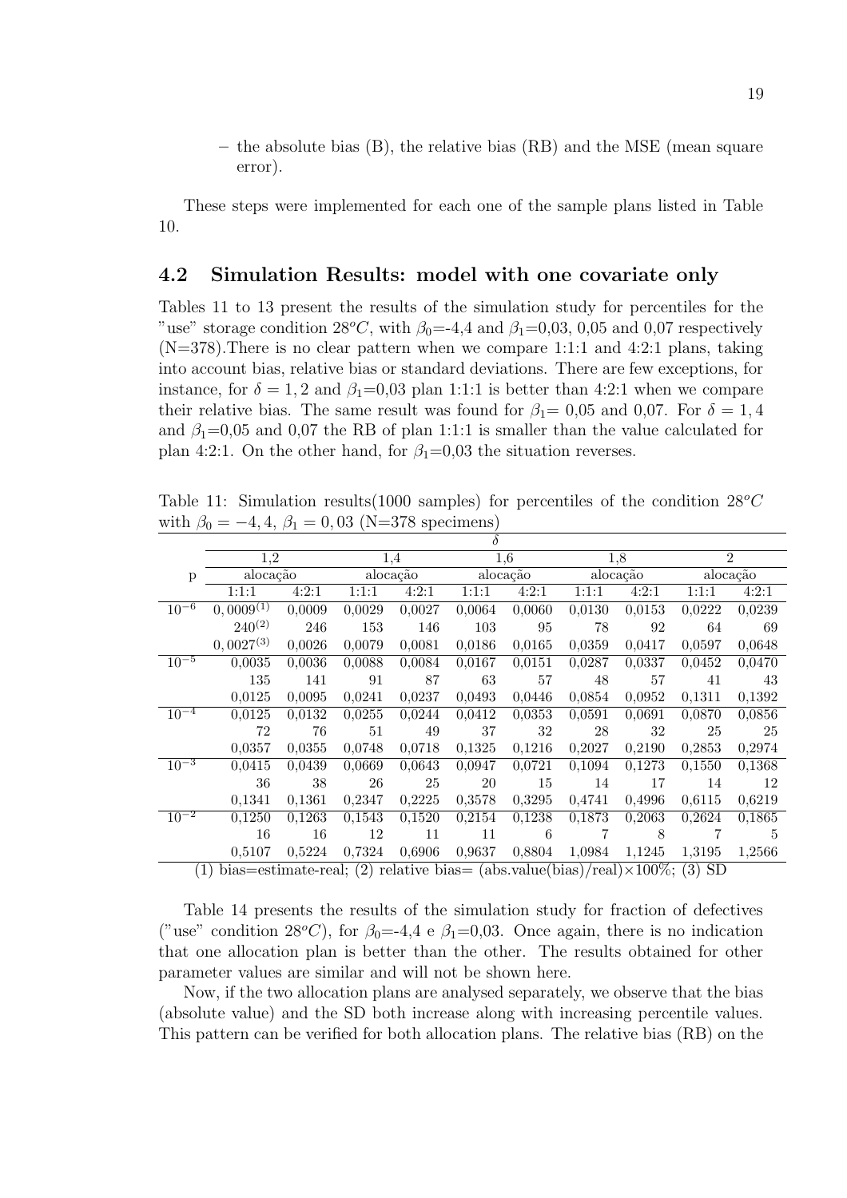– the absolute bias (B), the relative bias (RB) and the MSE (mean square error).

These steps were implemented for each one of the sample plans listed in Table 10.

## 4.2 Simulation Results: model with one covariate only

Tables 11 to 13 present the results of the simulation study for percentiles for the "use" storage condition $28^oC$, with $\beta_0$=-4,4 and $\beta_1$=0,03, 0,05 and 0,07 respectively (N=378).There is no clear pattern when we compare 1:1:1 and 4:2:1 plans, taking into account bias, relative bias or standard deviations. There are few exceptions, for instance, for $\delta = 1,2$ and $\beta_1$=0,03 plan 1:1:1 is better than 4:2:1 when we compare their relative bias. The same result was found for $\beta_1$= 0,05 and 0,07. For $\delta = 1,4$ and $\beta_1$=0,05 and 0,07 the RB of plan 1:1:1 is smaller than the value calculated for plan 4:2:1. On the other hand, for $\beta_1$=0,03 the situation reverses.

Table 11: Simulation results(1000 samples) for percentiles of the condition $28^oC$ with $\beta_0 = -4,4$, $\beta_1 = 0,03$ (N=378 specimens)

| | $\delta$ | | | | | | | | | |
|---|---|---|---|---|---|---|---|---|---|---|
| | 1,2 | | 1,4 | | 1,6 | | 1,8 | | 2 | |
| p | alocação | | alocação | | alocação | | alocação | | alocação | |
| | 1:1:1 | 4:2:1 | 1:1:1 | 4:2:1 | 1:1:1 | 4:2:1 | 1:1:1 | 4:2:1 | 1:1:1 | 4:2:1 |
| $10^{-6}$ | 0,0009[(1)] | 0,0009 | 0,0029 | 0,0027 | 0,0064 | 0,0060 | 0,0130 | 0,0153 | 0,0222 | 0,0239 |
| | 240[(2)] | 246 | 153 | 146 | 103 | 95 | 78 | 92 | 64 | 69 |
| | 0,0027[(3)] | 0,0026 | 0,0079 | 0,0081 | 0,0186 | 0,0165 | 0,0359 | 0,0417 | 0,0597 | 0,0648 |
| $10^{-5}$ | 0,0035 | 0,0036 | 0,0088 | 0,0084 | 0,0167 | 0,0151 | 0,0287 | 0,0337 | 0,0452 | 0,0470 |
| | 135 | 141 | 91 | 87 | 63 | 57 | 48 | 57 | 41 | 43 |
| | 0,0125 | 0,0095 | 0,0241 | 0,0237 | 0,0493 | 0,0446 | 0,0854 | 0,0952 | 0,1311 | 0,1392 |
| $10^{-4}$ | 0,0125 | 0,0132 | 0,0255 | 0,0244 | 0,0412 | 0,0353 | 0,0591 | 0,0691 | 0,0870 | 0,0856 |
| | 72 | 76 | 51 | 49 | 37 | 32 | 28 | 32 | 25 | 25 |
| | 0,0357 | 0,0355 | 0,0748 | 0,0718 | 0,1325 | 0,1216 | 0,2027 | 0,2190 | 0,2853 | 0,2974 |
| $10^{-3}$ | 0,0415 | 0,0439 | 0,0669 | 0,0643 | 0,0947 | 0,0721 | 0,1094 | 0,1273 | 0,1550 | 0,1368 |
| | 36 | 38 | 26 | 25 | 20 | 15 | 14 | 17 | 14 | 12 |
| | 0,1341 | 0,1361 | 0,2347 | 0,2225 | 0,3578 | 0,3295 | 0,4741 | 0,4996 | 0,6115 | 0,6219 |
| $10^{-2}$ | 0,1250 | 0,1263 | 0,1543 | 0,1520 | 0,2154 | 0,1238 | 0,1873 | 0,2063 | 0,2624 | 0,1865 |
| | 16 | 16 | 12 | 11 | 11 | 6 | 7 | 8 | 7 | 5 |
| | 0,5107 | 0,5224 | 0,7324 | 0,6906 | 0,9637 | 0,8804 | 1,0984 | 1,1245 | 1,3195 | 1,2566 |

(1) bias=estimate-real; (2) relative bias= (abs.value(bias)/real)×100%; (3) SD

Table 14 presents the results of the simulation study for fraction of defectives ("use" condition $28^oC$), for $\beta_0$=-4,4 e $\beta_1$=0,03. Once again, there is no indication that one allocation plan is better than the other. The results obtained for other parameter values are similar and will not be shown here.

Now, if the two allocation plans are analysed separately, we observe that the bias (absolute value) and the SD both increase along with increasing percentile values. This pattern can be verified for both allocation plans. The relative bias (RB) on the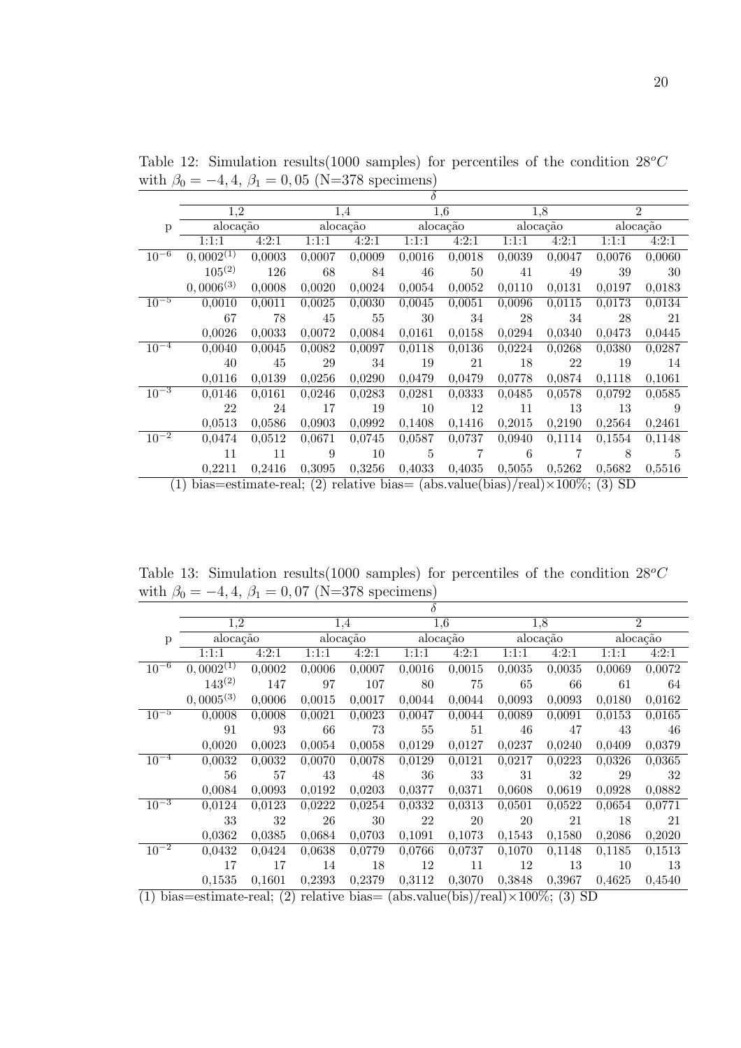Table 12: Simulation results(1000 samples) for percentiles of the condition $28^oC$ with $\beta_0 = -4,4$, $\beta_1 = 0,05$ (N=378 specimens)

| | $\delta$ | | | | | | | | | |
|---|---|---|---|---|---|---|---|---|---|---|
| | 1,2 | | 1,4 | | 1,6 | | 1,8 | | 2 | |
| p | alocação | | alocação | | alocação | | alocação | | alocação | |
| | 1:1:1 | 4:2:1 | 1:1:1 | 4:2:1 | 1:1:1 | 4:2:1 | 1:1:1 | 4:2:1 | 1:1:1 | 4:2:1 |
| $10^{-6}$ | $0,0002^{(1)}$ | 0,0003 | 0,0007 | 0,0009 | 0,0016 | 0,0018 | 0,0039 | 0,0047 | 0,0076 | 0,0060 |
| | $105^{(2)}$ | 126 | 68 | 84 | 46 | 50 | 41 | 49 | 39 | 30 |
| | $0,0006^{(3)}$ | 0,0008 | 0,0020 | 0,0024 | 0,0054 | 0,0052 | 0,0110 | 0,0131 | 0,0197 | 0,0183 |
| $10^{-5}$ | 0,0010 | 0,0011 | 0,0025 | 0,0030 | 0,0045 | 0,0051 | 0,0096 | 0,0115 | 0,0173 | 0,0134 |
| | 67 | 78 | 45 | 55 | 30 | 34 | 28 | 34 | 28 | 21 |
| | 0,0026 | 0,0033 | 0,0072 | 0,0084 | 0,0161 | 0,0158 | 0,0294 | 0,0340 | 0,0473 | 0,0445 |
| $10^{-4}$ | 0,0040 | 0,0045 | 0,0082 | 0,0097 | 0,0118 | 0,0136 | 0,0224 | 0,0268 | 0,0380 | 0,0287 |
| | 40 | 45 | 29 | 34 | 19 | 21 | 18 | 22 | 19 | 14 |
| | 0,0116 | 0,0139 | 0,0256 | 0,0290 | 0,0479 | 0,0479 | 0,0778 | 0,0874 | 0,1118 | 0,1061 |
| $10^{-3}$ | 0,0146 | 0,0161 | 0,0246 | 0,0283 | 0,0281 | 0,0333 | 0,0485 | 0,0578 | 0,0792 | 0,0585 |
| | 22 | 24 | 17 | 19 | 10 | 12 | 11 | 13 | 13 | 9 |
| | 0,0513 | 0,0586 | 0,0903 | 0,0992 | 0,1408 | 0,1416 | 0,2015 | 0,2190 | 0,2564 | 0,2461 |
| $10^{-2}$ | 0,0474 | 0,0512 | 0,0671 | 0,0745 | 0,0587 | 0,0737 | 0,0940 | 0,1114 | 0,1554 | 0,1148 |
| | 11 | 11 | 9 | 10 | 5 | 7 | 6 | 7 | 8 | 5 |
| | 0,2211 | 0,2416 | 0,3095 | 0,3256 | 0,4033 | 0,4035 | 0,5055 | 0,5262 | 0,5682 | 0,5516 |

(1) bias=estimate-real; (2) relative bias= (abs.value(bias)/real)×100%; (3) SD

Table 13: Simulation results(1000 samples) for percentiles of the condition $28^oC$ with $\beta_0 = -4,4$, $\beta_1 = 0,07$ (N=378 specimens)

| | $\delta$ | | | | | | | | | |
|---|---|---|---|---|---|---|---|---|---|---|
| | 1,2 | | 1,4 | | 1,6 | | 1,8 | | 2 | |
| p | alocação | | alocação | | alocação | | alocação | | alocação | |
| | 1:1:1 | 4:2:1 | 1:1:1 | 4:2:1 | 1:1:1 | 4:2:1 | 1:1:1 | 4:2:1 | 1:1:1 | 4:2:1 |
| $10^{-6}$ | $0,0002^{(1)}$ | 0,0002 | 0,0006 | 0,0007 | 0,0016 | 0,0015 | 0,0035 | 0,0035 | 0,0069 | 0,0072 |
| | $143^{(2)}$ | 147 | 97 | 107 | 80 | 75 | 65 | 66 | 61 | 64 |
| | $0,0005^{(3)}$ | 0,0006 | 0,0015 | 0,0017 | 0,0044 | 0,0044 | 0,0093 | 0,0093 | 0,0180 | 0,0162 |
| $10^{-5}$ | 0,0008 | 0,0008 | 0,0021 | 0,0023 | 0,0047 | 0,0044 | 0,0089 | 0,0091 | 0,0153 | 0,0165 |
| | 91 | 93 | 66 | 73 | 55 | 51 | 46 | 47 | 43 | 46 |
| | 0,0020 | 0,0023 | 0,0054 | 0,0058 | 0,0129 | 0,0127 | 0,0237 | 0,0240 | 0,0409 | 0,0379 |
| $10^{-4}$ | 0,0032 | 0,0032 | 0,0070 | 0,0078 | 0,0129 | 0,0121 | 0,0217 | 0,0223 | 0,0326 | 0,0365 |
| | 56 | 57 | 43 | 48 | 36 | 33 | 31 | 32 | 29 | 32 |
| | 0,0084 | 0,0093 | 0,0192 | 0,0203 | 0,0377 | 0,0371 | 0,0608 | 0,0619 | 0,0928 | 0,0882 |
| $10^{-3}$ | 0,0124 | 0,0123 | 0,0222 | 0,0254 | 0,0332 | 0,0313 | 0,0501 | 0,0522 | 0,0654 | 0,0771 |
| | 33 | 32 | 26 | 30 | 22 | 20 | 20 | 21 | 18 | 21 |
| | 0,0362 | 0,0385 | 0,0684 | 0,0703 | 0,1091 | 0,1073 | 0,1543 | 0,1580 | 0,2086 | 0,2020 |
| $10^{-2}$ | 0,0432 | 0,0424 | 0,0638 | 0,0779 | 0,0766 | 0,0737 | 0,1070 | 0,1148 | 0,1185 | 0,1513 |
| | 17 | 17 | 14 | 18 | 12 | 11 | 12 | 13 | 10 | 13 |
| | 0,1535 | 0,1601 | 0,2393 | 0,2379 | 0,3112 | 0,3070 | 0,3848 | 0,3967 | 0,4625 | 0,4540 |

(1) bias=estimate-real; (2) relative bias= (abs.value(bis)/real)×100%; (3) SD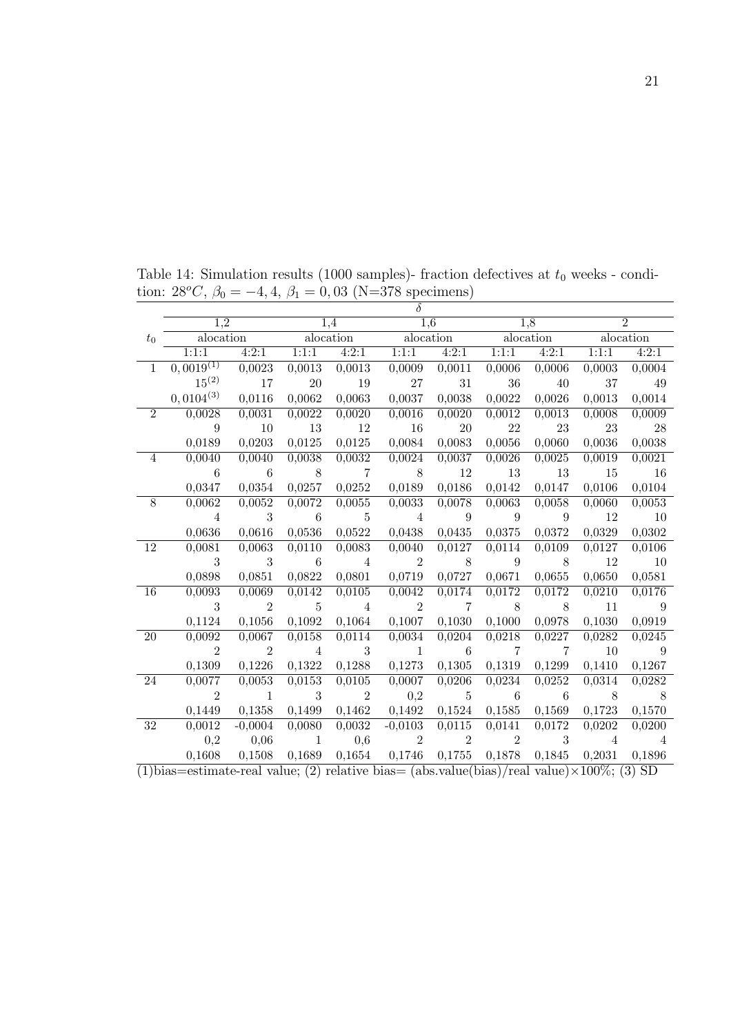Table 14: Simulation results (1000 samples)- fraction defectives at $t_0$ weeks - condition: $28^oC$, $\beta_0 = -4,4$, $\beta_1 = 0,03$ (N=378 specimens)

| | $\delta$ | | | | | | | | | |
|---|---|---|---|---|---|---|---|---|---|---|
| | 1,2 | | 1,4 | | 1,6 | | 1,8 | | 2 | |
| $t_0$ | alocation | | alocation | | alocation | | alocation | | alocation | |
| | 1:1:1 | 4:2:1 | 1:1:1 | 4:2:1 | 1:1:1 | 4:2:1 | 1:1:1 | 4:2:1 | 1:1:1 | 4:2:1 |
| 1 | $0,0019^{(1)}$ | 0,0023 | 0,0013 | 0,0013 | 0,0009 | 0,0011 | 0,0006 | 0,0006 | 0,0003 | 0,0004 |
| | $15^{(2)}$ | 17 | 20 | 19 | 27 | 31 | 36 | 40 | 37 | 49 |
| | $0,0104^{(3)}$ | 0,0116 | 0,0062 | 0,0063 | 0,0037 | 0,0038 | 0,0022 | 0,0026 | 0,0013 | 0,0014 |
| 2 | 0,0028 | 0,0031 | 0,0022 | 0,0020 | 0,0016 | 0,0020 | 0,0012 | 0,0013 | 0,0008 | 0,0009 |
| | 9 | 10 | 13 | 12 | 16 | 20 | 22 | 23 | 23 | 28 |
| | 0,0189 | 0,0203 | 0,0125 | 0,0125 | 0,0084 | 0,0083 | 0,0056 | 0,0060 | 0,0036 | 0,0038 |
| 4 | 0,0040 | 0,0040 | 0,0038 | 0,0032 | 0,0024 | 0,0037 | 0,0026 | 0,0025 | 0,0019 | 0,0021 |
| | 6 | 6 | 8 | 7 | 8 | 12 | 13 | 13 | 15 | 16 |
| | 0,0347 | 0,0354 | 0,0257 | 0,0252 | 0,0189 | 0,0186 | 0,0142 | 0,0147 | 0,0106 | 0,0104 |
| 8 | 0,0062 | 0,0052 | 0,0072 | 0,0055 | 0,0033 | 0,0078 | 0,0063 | 0,0058 | 0,0060 | 0,0053 |
| | 4 | 3 | 6 | 5 | 4 | 9 | 9 | 9 | 12 | 10 |
| | 0,0636 | 0,0616 | 0,0536 | 0,0522 | 0,0438 | 0,0435 | 0,0375 | 0,0372 | 0,0329 | 0,0302 |
| 12 | 0,0081 | 0,0063 | 0,0110 | 0,0083 | 0,0040 | 0,0127 | 0,0114 | 0,0109 | 0,0127 | 0,0106 |
| | 3 | 3 | 6 | 4 | 2 | 8 | 9 | 8 | 12 | 10 |
| | 0,0898 | 0,0851 | 0,0822 | 0,0801 | 0,0719 | 0,0727 | 0,0671 | 0,0655 | 0,0650 | 0,0581 |
| 16 | 0,0093 | 0,0069 | 0,0142 | 0,0105 | 0,0042 | 0,0174 | 0,0172 | 0,0172 | 0,0210 | 0,0176 |
| | 3 | 2 | 5 | 4 | 2 | 7 | 8 | 8 | 11 | 9 |
| | 0,1124 | 0,1056 | 0,1092 | 0,1064 | 0,1007 | 0,1030 | 0,1000 | 0,0978 | 0,1030 | 0,0919 |
| 20 | 0,0092 | 0,0067 | 0,0158 | 0,0114 | 0,0034 | 0,0204 | 0,0218 | 0,0227 | 0,0282 | 0,0245 |
| | 2 | 2 | 4 | 3 | 1 | 6 | 7 | 7 | 10 | 9 |
| | 0,1309 | 0,1226 | 0,1322 | 0,1288 | 0,1273 | 0,1305 | 0,1319 | 0,1299 | 0,1410 | 0,1267 |
| 24 | 0,0077 | 0,0053 | 0,0153 | 0,0105 | 0,0007 | 0,0206 | 0,0234 | 0,0252 | 0,0314 | 0,0282 |
| | 2 | 1 | 3 | 2 | 0,2 | 5 | 6 | 6 | 8 | 8 |
| | 0,1449 | 0,1358 | 0,1499 | 0,1462 | 0,1492 | 0,1524 | 0,1585 | 0,1569 | 0,1723 | 0,1570 |
| 32 | 0,0012 | -0,0004 | 0,0080 | 0,0032 | -0,0103 | 0,0115 | 0,0141 | 0,0172 | 0,0202 | 0,0200 |
| | 0,2 | 0,06 | 1 | 0,6 | 2 | 2 | 2 | 3 | 4 | 4 |
| | 0,1608 | 0,1508 | 0,1689 | 0,1654 | 0,1746 | 0,1755 | 0,1878 | 0,1845 | 0,2031 | 0,1896 |

(1)bias=estimate-real value; (2) relative bias= (abs.value(bias)/real value)×100%; (3) SD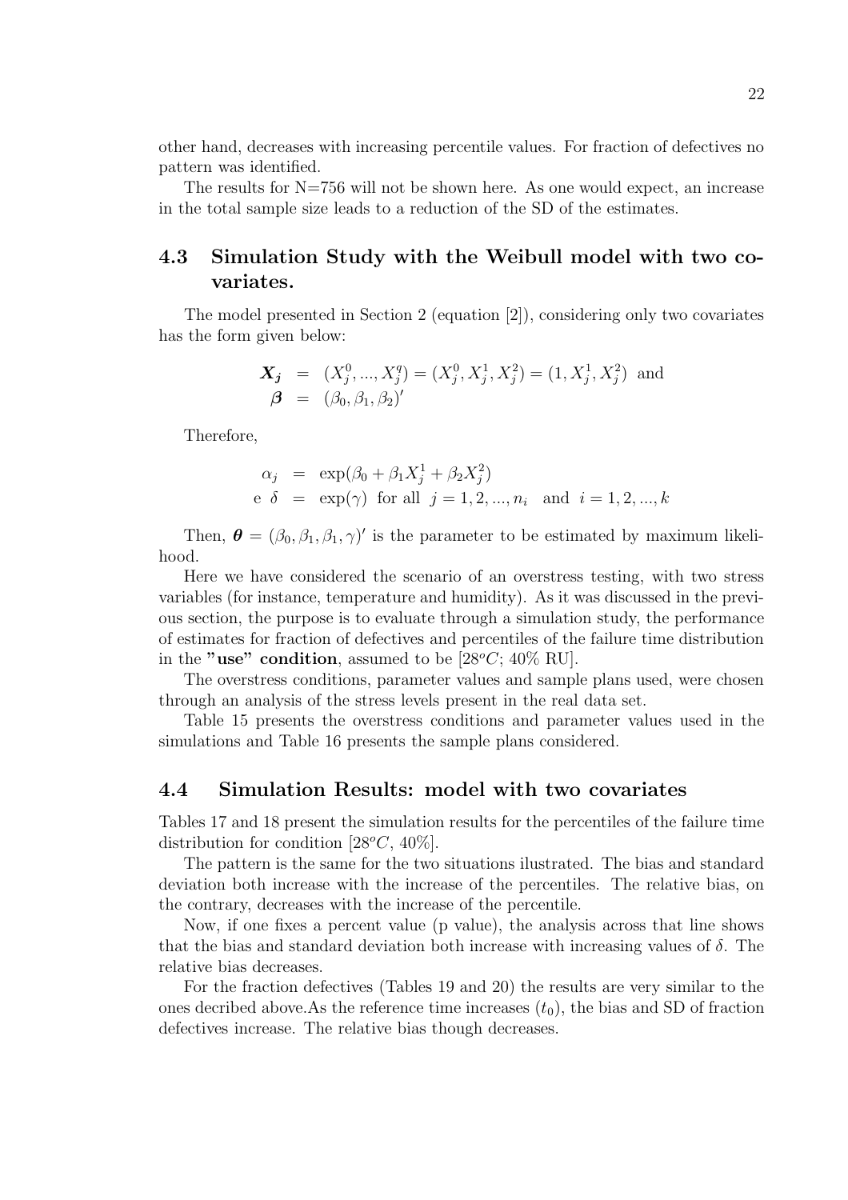other hand, decreases with increasing percentile values. For fraction of defectives no pattern was identified.

The results for N=756 will not be shown here. As one would expect, an increase in the total sample size leads to a reduction of the SD of the estimates.

## 4.3 Simulation Study with the Weibull model with two covariates.

The model presented in Section 2 (equation [2]), considering only two covariates has the form given below:

$$
\begin{aligned}
\boldsymbol{X_j} &= (X_j^0, ..., X_j^q) = (X_j^0, X_j^1, X_j^2) = (1, X_j^1, X_j^2) \text{ and} \\
\boldsymbol{\beta} &= (\beta_0, \beta_1, \beta_2)'
\end{aligned}
$$

Therefore,

$$
\begin{aligned}
\alpha_j &= \exp(\beta_0 + \beta_1 X_j^1 + \beta_2 X_j^2) \\
\text{e } \delta &= \exp(\gamma) \text{ for all } j = 1, 2, ..., n_i \text{ and } i = 1, 2, ..., k
\end{aligned}
$$

Then, $\boldsymbol{\theta} = (\beta_0, \beta_1, \beta_1, \gamma)'$ is the parameter to be estimated by maximum likelihood.

Here we have considered the scenario of an overstress testing, with two stress variables (for instance, temperature and humidity). As it was discussed in the previous section, the purpose is to evaluate through a simulation study, the performance of estimates for fraction of defectives and percentiles of the failure time distribution in the **"use" condition**, assumed to be [$28^oC$; 40% RU].

The overstress conditions, parameter values and sample plans used, were chosen through an analysis of the stress levels present in the real data set.

Table 15 presents the overstress conditions and parameter values used in the simulations and Table 16 presents the sample plans considered.

## 4.4 Simulation Results: model with two covariates

Tables 17 and 18 present the simulation results for the percentiles of the failure time distribution for condition [$28^oC$, 40%].

The pattern is the same for the two situations ilustrated. The bias and standard deviation both increase with the increase of the percentiles. The relative bias, on the contrary, decreases with the increase of the percentile.

Now, if one fixes a percent value (p value), the analysis across that line shows that the bias and standard deviation both increase with increasing values of $\delta$. The relative bias decreases.

For the fraction defectives (Tables 19 and 20) the results are very similar to the ones decribed above.As the reference time increases ($t_0$), the bias and SD of fraction defectives increase. The relative bias though decreases.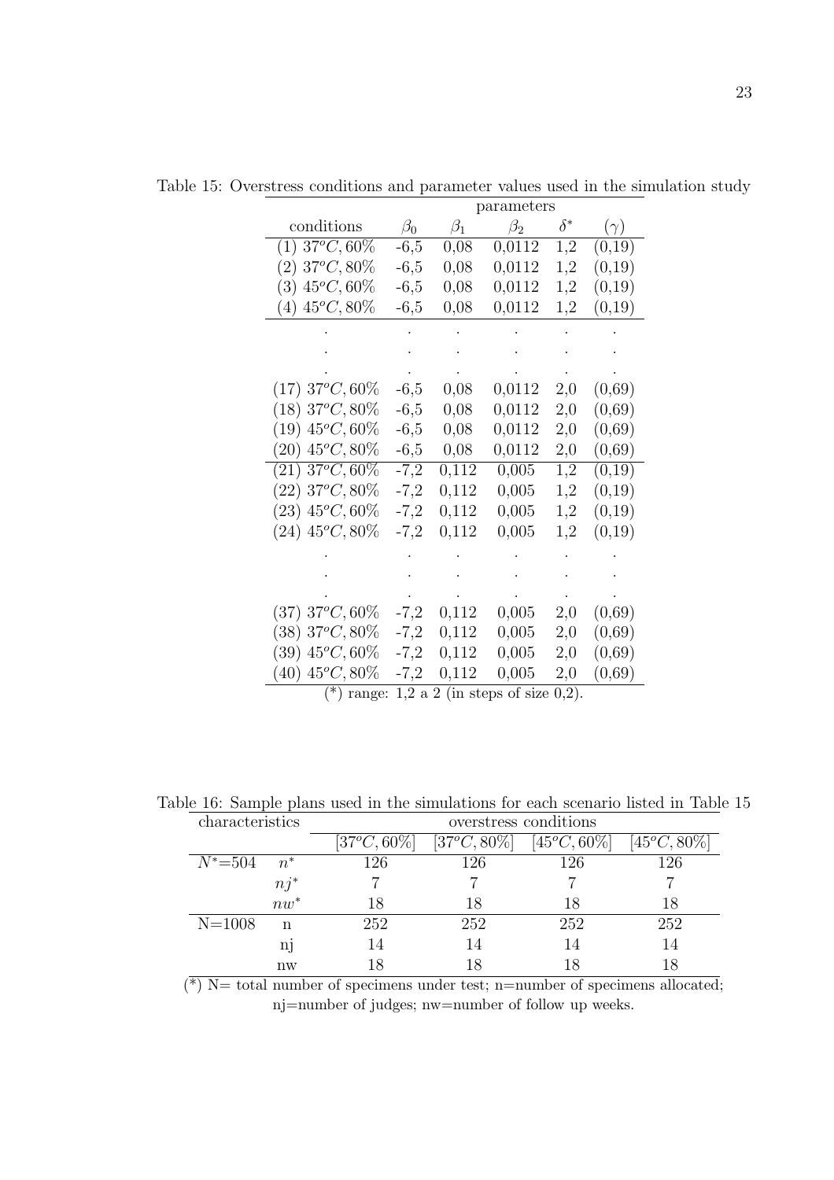Table 15: Overstress conditions and parameter values used in the simulation study

| conditions | $\beta_0$ | $\beta_1$ | $\beta_2$ | $\delta^*$ | $(\gamma)$ |
|---|---|---|---|---|---|
| (1) $37^oC, 60\%$ | -6,5 | 0,08 | 0,0112 | 1,2 | (0,19) |
| (2) $37^oC, 80\%$ | -6,5 | 0,08 | 0,0112 | 1,2 | (0,19) |
| (3) $45^oC, 60\%$ | -6,5 | 0,08 | 0,0112 | 1,2 | (0,19) |
| (4) $45^oC, 80\%$ | -6,5 | 0,08 | 0,0112 | 1,2 | (0,19) |
| . | . | . | . | . | . |
| . | . | . | . | . | . |
| . | . | . | . | . | . |
| (17) $37^oC, 60\%$ | -6,5 | 0,08 | 0,0112 | 2,0 | (0,69) |
| (18) $37^oC, 80\%$ | -6,5 | 0,08 | 0,0112 | 2,0 | (0,69) |
| (19) $45^oC, 60\%$ | -6,5 | 0,08 | 0,0112 | 2,0 | (0,69) |
| (20) $45^oC, 80\%$ | -6,5 | 0,08 | 0,0112 | 2,0 | (0,69) |
| (21) $37^oC, 60\%$ | -7,2 | 0,112 | 0,005 | 1,2 | (0,19) |
| (22) $37^oC, 80\%$ | -7,2 | 0,112 | 0,005 | 1,2 | (0,19) |
| (23) $45^oC, 60\%$ | -7,2 | 0,112 | 0,005 | 1,2 | (0,19) |
| (24) $45^oC, 80\%$ | -7,2 | 0,112 | 0,005 | 1,2 | (0,19) |
| . | . | . | . | . | . |
| . | . | . | . | . | . |
| . | . | . | . | . | . |
| (37) $37^oC, 60\%$ | -7,2 | 0,112 | 0,005 | 2,0 | (0,69) |
| (38) $37^oC, 80\%$ | -7,2 | 0,112 | 0,005 | 2,0 | (0,69) |
| (39) $45^oC, 60\%$ | -7,2 | 0,112 | 0,005 | 2,0 | (0,69) |
| (40) $45^oC, 80\%$ | -7,2 | 0,112 | 0,005 | 2,0 | (0,69) |

(*) range: 1,2 a 2 (in steps of size 0,2).

Table 16: Sample plans used in the simulations for each scenario listed in Table 15

| characteristics | | overstress conditions | | | |
|---|---|---|---|---|---|
| | | $[37^oC, 60\%]$ | $[37^oC, 80\%]$ | $[45^oC, 60\%]$ | $[45^oC, 80\%]$ |
| $N^*$=504 | $n^*$ | 126 | 126 | 126 | 126 |
| | $nj^*$ | 7 | 7 | 7 | 7 |
| | $nw^*$ | 18 | 18 | 18 | 18 |
| N=1008 | n | 252 | 252 | 252 | 252 |
| | nj | 14 | 14 | 14 | 14 |
| | nw | 18 | 18 | 18 | 18 |

(*) N= total number of specimens under test; n=number of specimens allocated; nj=number of judges; nw=number of follow up weeks.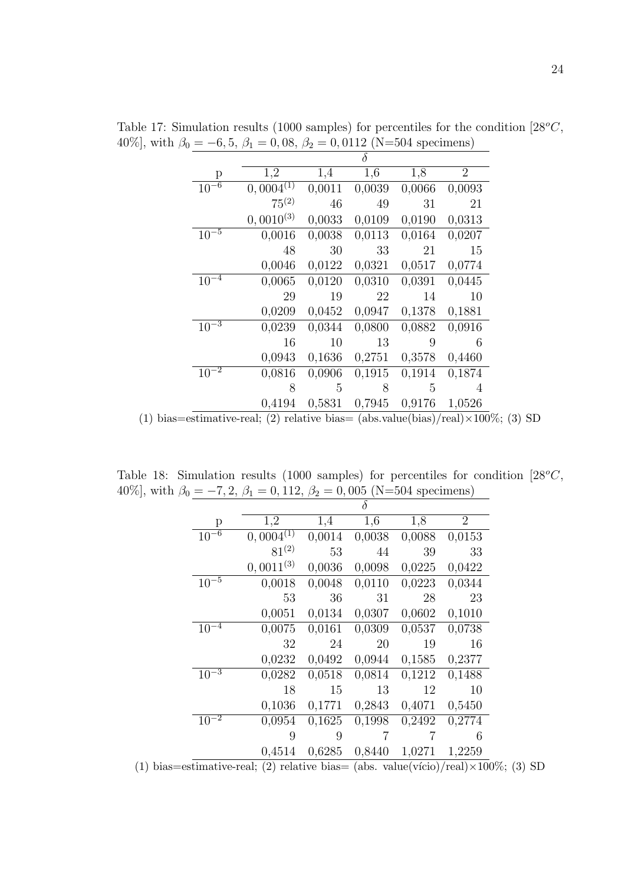Table 17: Simulation results (1000 samples) for percentiles for the condition [$28^oC$, 40%], with $\beta_0 = -6,5$, $\beta_1 = 0,08$, $\beta_2 = 0,0112$ (N=504 specimens)

| p | $\delta$ | | | | |
|---|---|---|---|---|---|
| | 1,2 | 1,4 | 1,6 | 1,8 | 2 |
| $10^{-6}$ | $0,0004^{(1)}$ | 0,0011 | 0,0039 | 0,0066 | 0,0093 |
| | $75^{(2)}$ | 46 | 49 | 31 | 21 |
| | $0,0010^{(3)}$ | 0,0033 | 0,0109 | 0,0190 | 0,0313 |
| $10^{-5}$ | 0,0016 | 0,0038 | 0,0113 | 0,0164 | 0,0207 |
| | 48 | 30 | 33 | 21 | 15 |
| | 0,0046 | 0,0122 | 0,0321 | 0,0517 | 0,0774 |
| $10^{-4}$ | 0,0065 | 0,0120 | 0,0310 | 0,0391 | 0,0445 |
| | 29 | 19 | 22 | 14 | 10 |
| | 0,0209 | 0,0452 | 0,0947 | 0,1378 | 0,1881 |
| $10^{-3}$ | 0,0239 | 0,0344 | 0,0800 | 0,0882 | 0,0916 |
| | 16 | 10 | 13 | 9 | 6 |
| | 0,0943 | 0,1636 | 0,2751 | 0,3578 | 0,4460 |
| $10^{-2}$ | 0,0816 | 0,0906 | 0,1915 | 0,1914 | 0,1874 |
| | 8 | 5 | 8 | 5 | 4 |
| | 0,4194 | 0,5831 | 0,7945 | 0,9176 | 1,0526 |

(1) bias=estimative-real; (2) relative bias= (abs.value(bias)/real)×100%; (3) SD

Table 18: Simulation results (1000 samples) for percentiles for condition [$28^oC$, 40%], with $\beta_0 = -7,2$, $\beta_1 = 0,112$, $\beta_2 = 0,005$ (N=504 specimens)

| p | $\delta$ | | | | |
|---|---|---|---|---|---|
| | 1,2 | 1,4 | 1,6 | 1,8 | 2 |
| $10^{-6}$ | $0,0004^{(1)}$ | 0,0014 | 0,0038 | 0,0088 | 0,0153 |
| | $81^{(2)}$ | 53 | 44 | 39 | 33 |
| | $0,0011^{(3)}$ | 0,0036 | 0,0098 | 0,0225 | 0,0422 |
| $10^{-5}$ | 0,0018 | 0,0048 | 0,0110 | 0,0223 | 0,0344 |
| | 53 | 36 | 31 | 28 | 23 |
| | 0,0051 | 0,0134 | 0,0307 | 0,0602 | 0,1010 |
| $10^{-4}$ | 0,0075 | 0,0161 | 0,0309 | 0,0537 | 0,0738 |
| | 32 | 24 | 20 | 19 | 16 |
| | 0,0232 | 0,0492 | 0,0944 | 0,1585 | 0,2377 |
| $10^{-3}$ | 0,0282 | 0,0518 | 0,0814 | 0,1212 | 0,1488 |
| | 18 | 15 | 13 | 12 | 10 |
| | 0,1036 | 0,1771 | 0,2843 | 0,4071 | 0,5450 |
| $10^{-2}$ | 0,0954 | 0,1625 | 0,1998 | 0,2492 | 0,2774 |
| | 9 | 9 | 7 | 7 | 6 |
| | 0,4514 | 0,6285 | 0,8440 | 1,0271 | 1,2259 |

(1) bias=estimative-real; (2) relative bias= (abs. value(vício)/real)×100%; (3) SD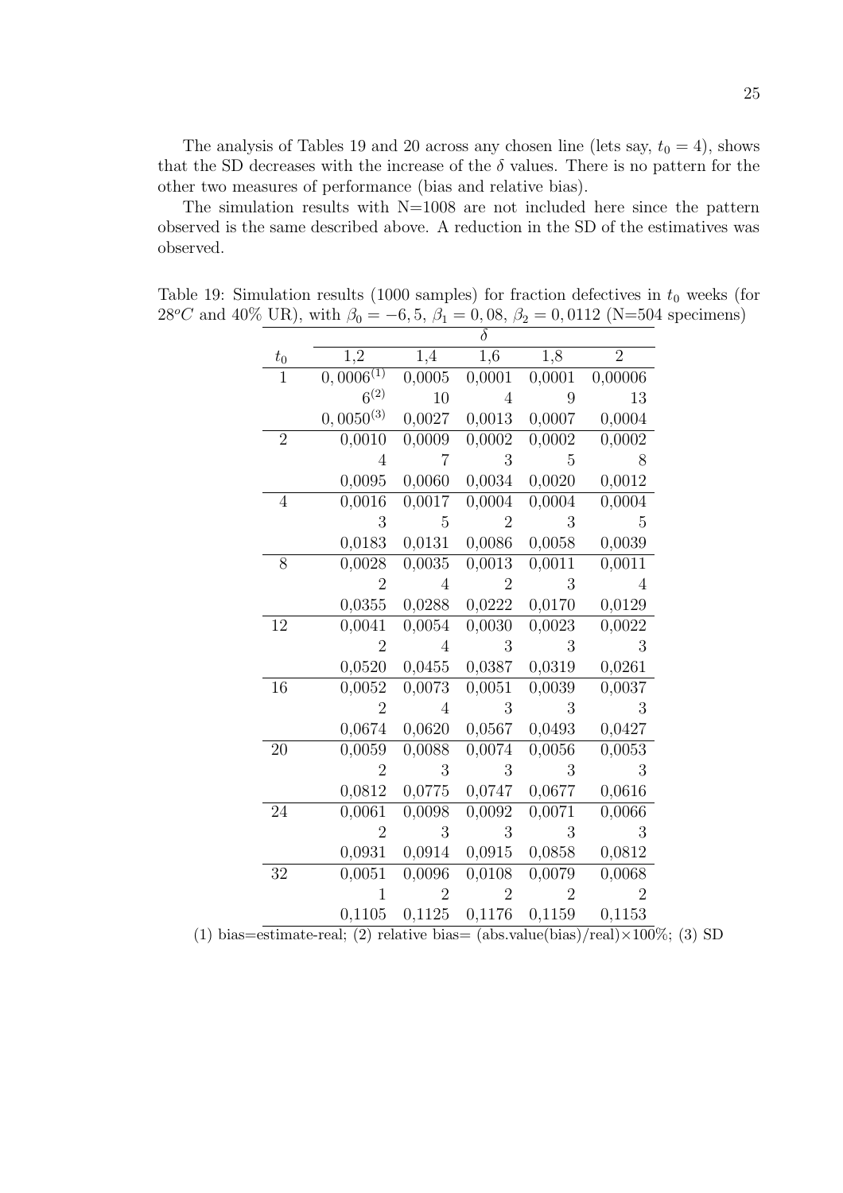The analysis of Tables 19 and 20 across any chosen line (lets say, $t_0 = 4$), shows that the SD decreases with the increase of the $\delta$ values. There is no pattern for the other two measures of performance (bias and relative bias).

The simulation results with N=1008 are not included here since the pattern observed is the same described above. A reduction in the SD of the estimatives was observed.

Table 19: Simulation results (1000 samples) for fraction defectives in $t_0$ weeks (for $28^oC$ and 40% UR), with $\beta_0 = -6,5$, $\beta_1 = 0,08$, $\beta_2 = 0,0112$ (N=504 specimens)

| | $\delta$ | | | | |
|---|---|---|---|---|---|
| $t_0$ | 1,2 | 1,4 | 1,6 | 1,8 | 2 |
| 1 | $0,0006^{(1)}$ | 0,0005 | 0,0001 | 0,0001 | 0,00006 |
| | $6^{(2)}$ | 10 | 4 | 9 | 13 |
| | $0,0050^{(3)}$ | 0,0027 | 0,0013 | 0,0007 | 0,0004 |
| 2 | 0,0010 | 0,0009 | 0,0002 | 0,0002 | 0,0002 |
| | 4 | 7 | 3 | 5 | 8 |
| | 0,0095 | 0,0060 | 0,0034 | 0,0020 | 0,0012 |
| 4 | 0,0016 | 0,0017 | 0,0004 | 0,0004 | 0,0004 |
| | 3 | 5 | 2 | 3 | 5 |
| | 0,0183 | 0,0131 | 0,0086 | 0,0058 | 0,0039 |
| 8 | 0,0028 | 0,0035 | 0,0013 | 0,0011 | 0,0011 |
| | 2 | 4 | 2 | 3 | 4 |
| | 0,0355 | 0,0288 | 0,0222 | 0,0170 | 0,0129 |
| 12 | 0,0041 | 0,0054 | 0,0030 | 0,0023 | 0,0022 |
| | 2 | 4 | 3 | 3 | 3 |
| | 0,0520 | 0,0455 | 0,0387 | 0,0319 | 0,0261 |
| 16 | 0,0052 | 0,0073 | 0,0051 | 0,0039 | 0,0037 |
| | 2 | 4 | 3 | 3 | 3 |
| | 0,0674 | 0,0620 | 0,0567 | 0,0493 | 0,0427 |
| 20 | 0,0059 | 0,0088 | 0,0074 | 0,0056 | 0,0053 |
| | 2 | 3 | 3 | 3 | 3 |
| | 0,0812 | 0,0775 | 0,0747 | 0,0677 | 0,0616 |
| 24 | 0,0061 | 0,0098 | 0,0092 | 0,0071 | 0,0066 |
| | 2 | 3 | 3 | 3 | 3 |
| | 0,0931 | 0,0914 | 0,0915 | 0,0858 | 0,0812 |
| 32 | 0,0051 | 0,0096 | 0,0108 | 0,0079 | 0,0068 |
| | 1 | 2 | 2 | 2 | 2 |
| | 0,1105 | 0,1125 | 0,1176 | 0,1159 | 0,1153 |

(1) bias=estimate-real; (2) relative bias= (abs.value(bias)/real)×100%; (3) SD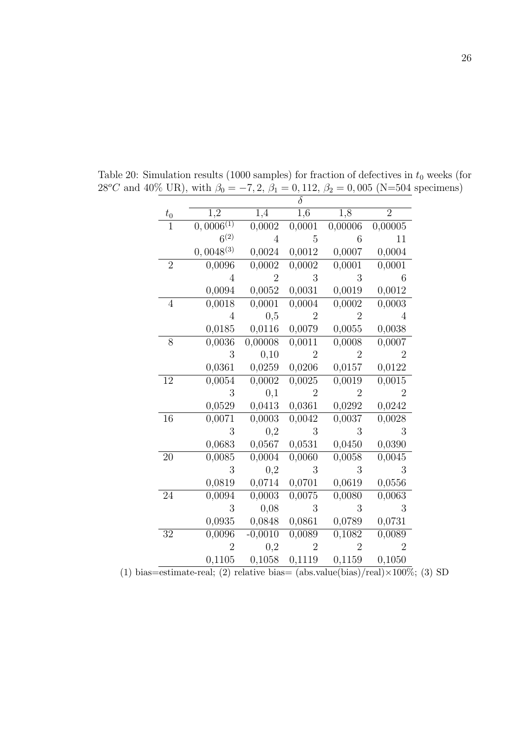Table 20: Simulation results (1000 samples) for fraction of defectives in $t_0$ weeks (for $28^oC$ and 40% UR), with $\beta_0 = -7,2$, $\beta_1 = 0,112$, $\beta_2 = 0,005$ (N=504 specimens)

| $t_0$ | $\delta$ = 1,2 | 1,4 | 1,6 | 1,8 | 2 |
|---|---|---|---|---|---|
| 1 | $0,0006^{(1)}$ | 0,0002 | 0,0001 | 0,00006 | 0,00005 |
| | $6^{(2)}$ | 4 | 5 | 6 | 11 |
| | $0,0048^{(3)}$ | 0,0024 | 0,0012 | 0,0007 | 0,0004 |
| 2 | 0,0096 | 0,0002 | 0,0002 | 0,0001 | 0,0001 |
| | 4 | 2 | 3 | 3 | 6 |
| | 0,0094 | 0,0052 | 0,0031 | 0,0019 | 0,0012 |
| 4 | 0,0018 | 0,0001 | 0,0004 | 0,0002 | 0,0003 |
| | 4 | 0,5 | 2 | 2 | 4 |
| | 0,0185 | 0,0116 | 0,0079 | 0,0055 | 0,0038 |
| 8 | 0,0036 | 0,00008 | 0,0011 | 0,0008 | 0,0007 |
| | 3 | 0,10 | 2 | 2 | 2 |
| | 0,0361 | 0,0259 | 0,0206 | 0,0157 | 0,0122 |
| 12 | 0,0054 | 0,0002 | 0,0025 | 0,0019 | 0,0015 |
| | 3 | 0,1 | 2 | 2 | 2 |
| | 0,0529 | 0,0413 | 0,0361 | 0,0292 | 0,0242 |
| 16 | 0,0071 | 0,0003 | 0,0042 | 0,0037 | 0,0028 |
| | 3 | 0,2 | 3 | 3 | 3 |
| | 0,0683 | 0,0567 | 0,0531 | 0,0450 | 0,0390 |
| 20 | 0,0085 | 0,0004 | 0,0060 | 0,0058 | 0,0045 |
| | 3 | 0,2 | 3 | 3 | 3 |
| | 0,0819 | 0,0714 | 0,0701 | 0,0619 | 0,0556 |
| 24 | 0,0094 | 0,0003 | 0,0075 | 0,0080 | 0,0063 |
| | 3 | 0,08 | 3 | 3 | 3 |
| | 0,0935 | 0,0848 | 0,0861 | 0,0789 | 0,0731 |
| 32 | 0,0096 | -0,0010 | 0,0089 | 0,1082 | 0,0089 |
| | 2 | 0,2 | 2 | 2 | 2 |
| | 0,1105 | 0,1058 | 0,1119 | 0,1159 | 0,1050 |

(1) bias=estimate-real; (2) relative bias= (abs.value(bias)/real)×100%; (3) SD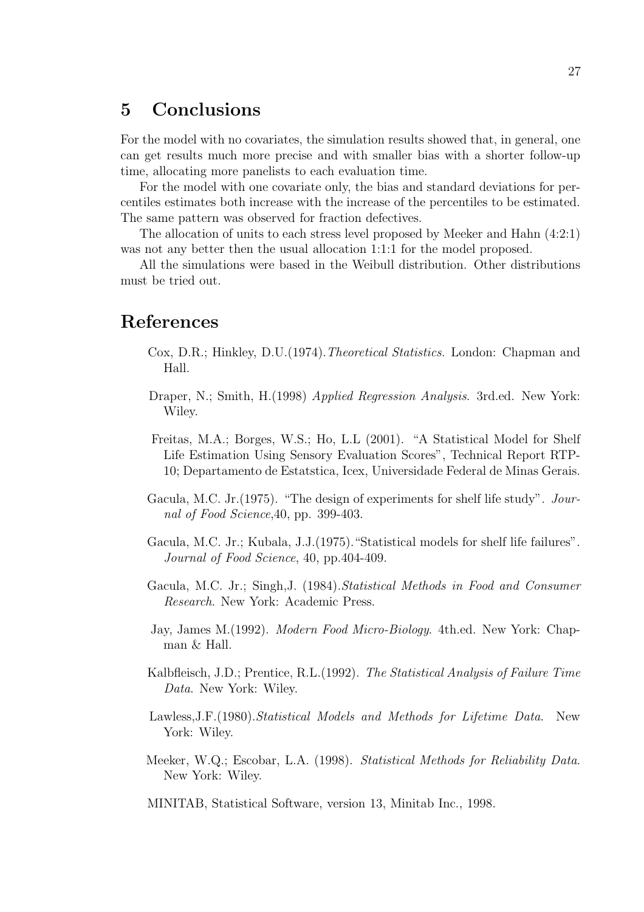## 5 Conclusions

For the model with no covariates, the simulation results showed that, in general, one can get results much more precise and with smaller bias with a shorter follow-up time, allocating more panelists to each evaluation time.

For the model with one covariate only, the bias and standard deviations for percentiles estimates both increase with the increase of the percentiles to be estimated. The same pattern was observed for fraction defectives.

The allocation of units to each stress level proposed by Meeker and Hahn (4:2:1) was not any better then the usual allocation 1:1:1 for the model proposed.

All the simulations were based in the Weibull distribution. Other distributions must be tried out.

## References

Cox, D.R.; Hinkley, D.U.(1974). *Theoretical Statistics*. London: Chapman and Hall.

Draper, N.; Smith, H.(1998) *Applied Regression Analysis*. 3rd.ed. New York: Wiley.

Freitas, M.A.; Borges, W.S.; Ho, L.L (2001). "A Statistical Model for Shelf Life Estimation Using Sensory Evaluation Scores", Technical Report RTP-10; Departamento de Estatstica, Icex, Universidade Federal de Minas Gerais.

Gacula, M.C. Jr.(1975). "The design of experiments for shelf life study". *Journal of Food Science*,40, pp. 399-403.

Gacula, M.C. Jr.; Kubala, J.J.(1975). "Statistical models for shelf life failures". *Journal of Food Science*, 40, pp.404-409.

Gacula, M.C. Jr.; Singh,J. (1984). *Statistical Methods in Food and Consumer Research*. New York: Academic Press.

Jay, James M.(1992). *Modern Food Micro-Biology*. 4th.ed. New York: Chapman & Hall.

Kalbfleisch, J.D.; Prentice, R.L.(1992). *The Statistical Analysis of Failure Time Data*. New York: Wiley.

Lawless,J.F.(1980). *Statistical Models and Methods for Lifetime Data*. New York: Wiley.

Meeker, W.Q.; Escobar, L.A. (1998). *Statistical Methods for Reliability Data*. New York: Wiley.

MINITAB, Statistical Software, version 13, Minitab Inc., 1998.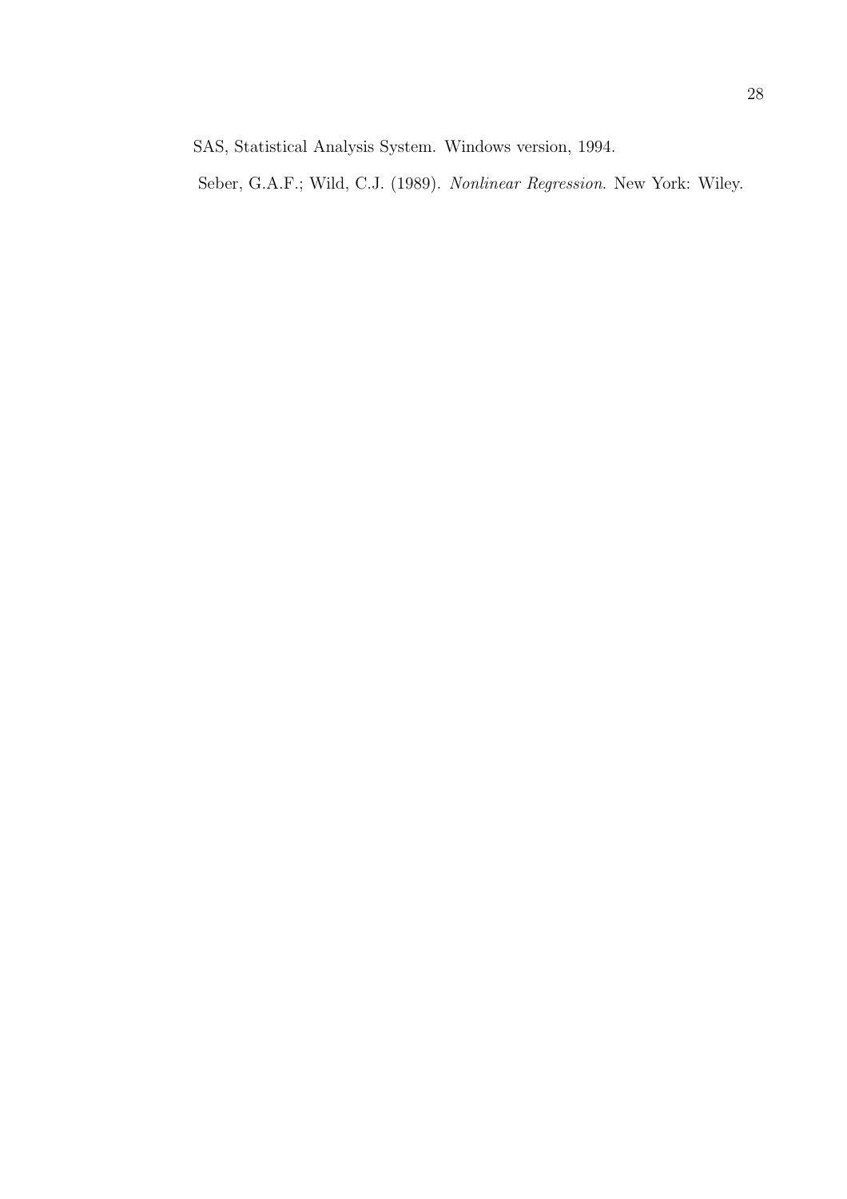SAS, Statistical Analysis System. Windows version, 1994.

Seber, G.A.F.; Wild, C.J. (1989). *Nonlinear Regression*. New York: Wiley.